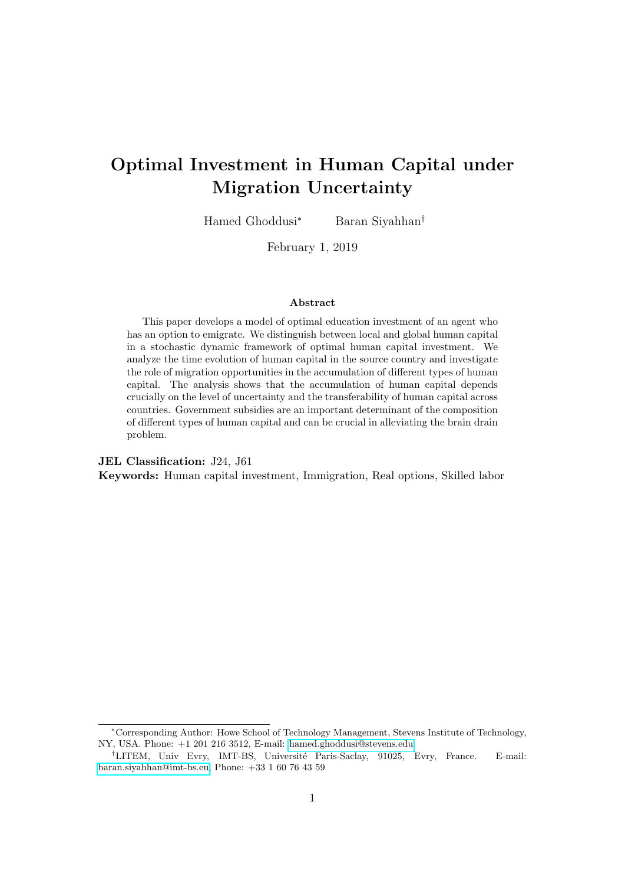# Optimal Investment in Human Capital under Migration Uncertainty

Hamed Ghoddusi[*] Baran Siyahhan[†]

February 1, 2019

### Abstract

This paper develops a model of optimal education investment of an agent who has an option to emigrate. We distinguish between local and global human capital in a stochastic dynamic framework of optimal human capital investment. We analyze the time evolution of human capital in the source country and investigate the role of migration opportunities in the accumulation of different types of human capital. The analysis shows that the accumulation of human capital depends crucially on the level of uncertainty and the transferability of human capital across countries. Government subsidies are an important determinant of the composition of different types of human capital and can be crucial in alleviating the brain drain problem.

**JEL Classification:** J24, J61

**Keywords:** Human capital investment, Immigration, Real options, Skilled labor

---

[*] Corresponding Author: Howe School of Technology Management, Stevens Institute of Technology, NY, USA. Phone: +1 201 216 3512, E-mail: hamed.ghoddusi@stevens.edu

[†] LITEM, Univ Evry, IMT-BS, Université Paris-Saclay, 91025, Evry, France. E-mail: baran.siyahhan@imt-bs.eu, Phone: +33 1 60 76 43 59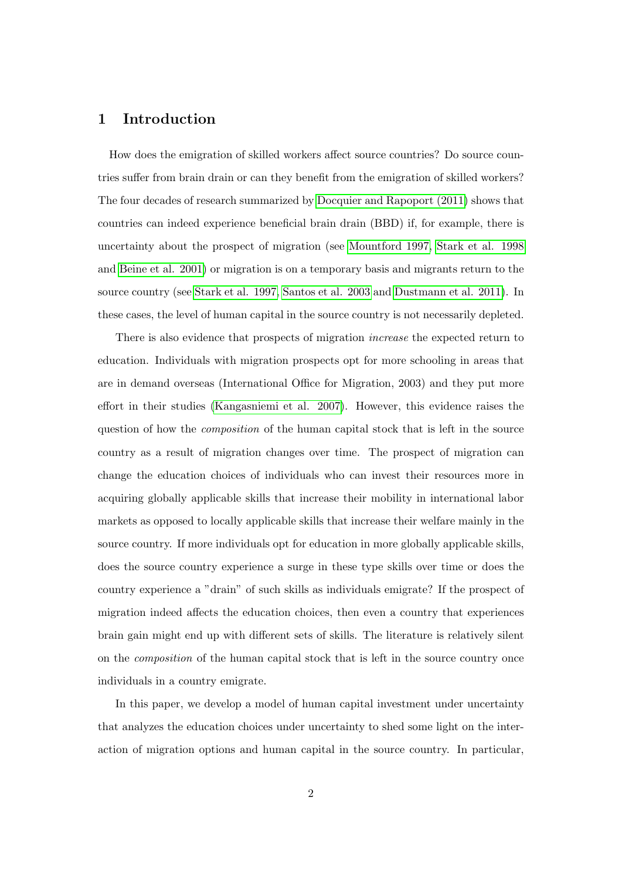## 1 Introduction

How does the emigration of skilled workers affect source countries? Do source countries suffer from brain drain or can they benefit from the emigration of skilled workers? The four decades of research summarized by Docquier and Rapoport (2011) shows that countries can indeed experience beneficial brain drain (BBD) if, for example, there is uncertainty about the prospect of migration (see Mountford 1997, Stark et al. 1998 and Beine et al. 2001) or migration is on a temporary basis and migrants return to the source country (see Stark et al. 1997, Santos et al. 2003 and Dustmann et al. 2011). In these cases, the level of human capital in the source country is not necessarily depleted.

There is also evidence that prospects of migration *increase* the expected return to education. Individuals with migration prospects opt for more schooling in areas that are in demand overseas (International Office for Migration, 2003) and they put more effort in their studies (Kangasniemi et al. 2007). However, this evidence raises the question of how the *composition* of the human capital stock that is left in the source country as a result of migration changes over time. The prospect of migration can change the education choices of individuals who can invest their resources more in acquiring globally applicable skills that increase their mobility in international labor markets as opposed to locally applicable skills that increase their welfare mainly in the source country. If more individuals opt for education in more globally applicable skills, does the source country experience a surge in these type skills over time or does the country experience a "drain" of such skills as individuals emigrate? If the prospect of migration indeed affects the education choices, then even a country that experiences brain gain might end up with different sets of skills. The literature is relatively silent on the *composition* of the human capital stock that is left in the source country once individuals in a country emigrate.

In this paper, we develop a model of human capital investment under uncertainty that analyzes the education choices under uncertainty to shed some light on the interaction of migration options and human capital in the source country. In particular,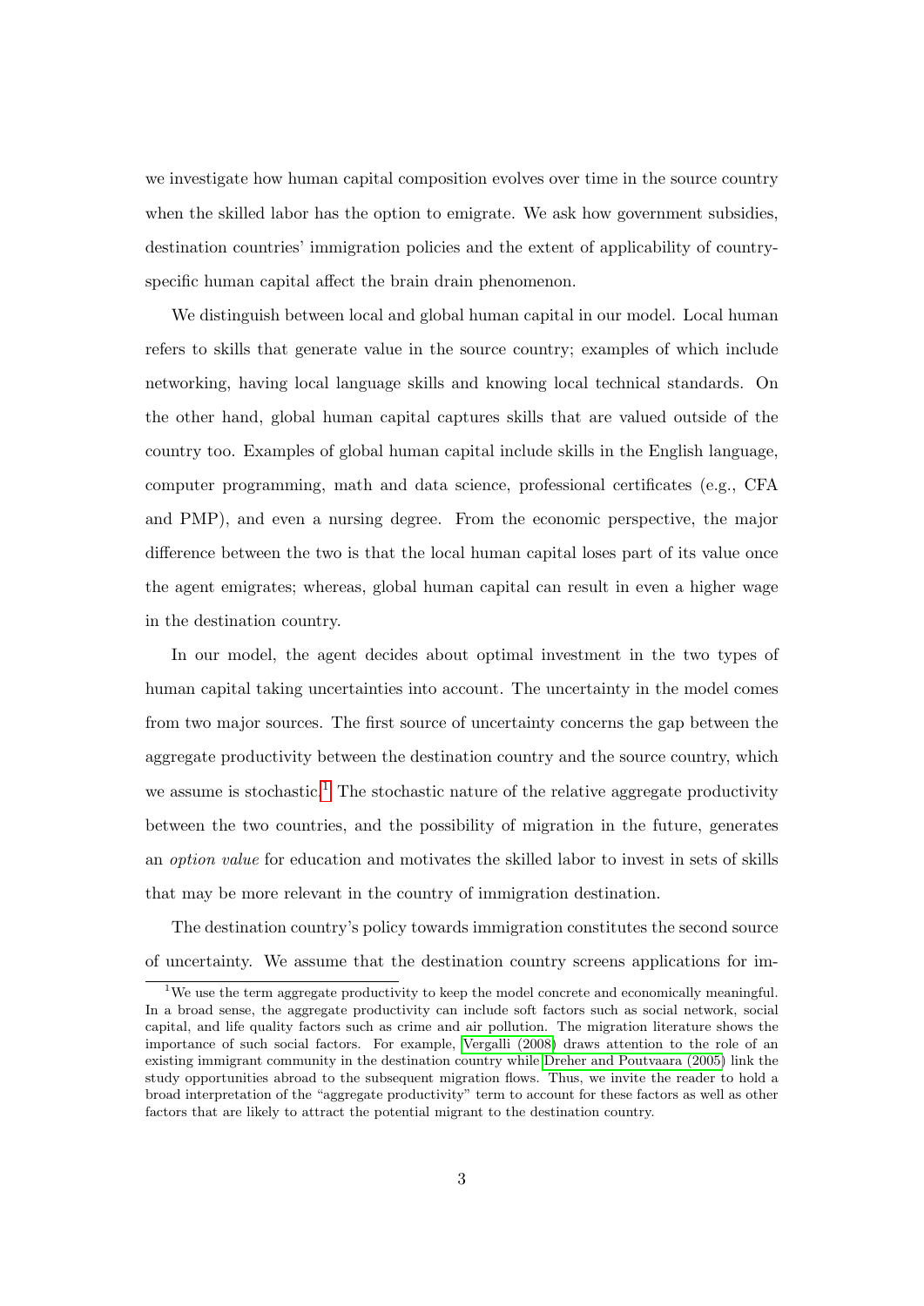we investigate how human capital composition evolves over time in the source country when the skilled labor has the option to emigrate. We ask how government subsidies, destination countries' immigration policies and the extent of applicability of country-specific human capital affect the brain drain phenomenon.

We distinguish between local and global human capital in our model. Local human refers to skills that generate value in the source country; examples of which include networking, having local language skills and knowing local technical standards. On the other hand, global human capital captures skills that are valued outside of the country too. Examples of global human capital include skills in the English language, computer programming, math and data science, professional certificates (e.g., CFA and PMP), and even a nursing degree. From the economic perspective, the major difference between the two is that the local human capital loses part of its value once the agent emigrates; whereas, global human capital can result in even a higher wage in the destination country.

In our model, the agent decides about optimal investment in the two types of human capital taking uncertainties into account. The uncertainty in the model comes from two major sources. The first source of uncertainty concerns the gap between the aggregate productivity between the destination country and the source country, which we assume is stochastic.[1] The stochastic nature of the relative aggregate productivity between the two countries, and the possibility of migration in the future, generates an *option value* for education and motivates the skilled labor to invest in sets of skills that may be more relevant in the country of immigration destination.

The destination country's policy towards immigration constitutes the second source of uncertainty. We assume that the destination country screens applications for im-

[1] We use the term aggregate productivity to keep the model concrete and economically meaningful. In a broad sense, the aggregate productivity can include soft factors such as social network, social capital, and life quality factors such as crime and air pollution. The migration literature shows the importance of such social factors. For example, Vergalli (2008) draws attention to the role of an existing immigrant community in the destination country while Dreher and Poutvaara (2005) link the study opportunities abroad to the subsequent migration flows. Thus, we invite the reader to hold a broad interpretation of the "aggregate productivity" term to account for these factors as well as other factors that are likely to attract the potential migrant to the destination country.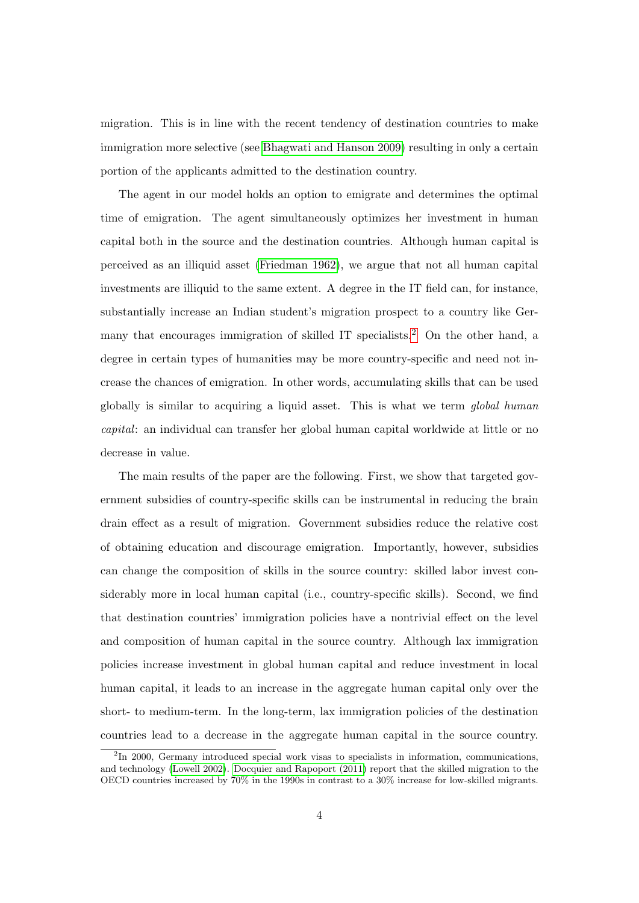migration. This is in line with the recent tendency of destination countries to make immigration more selective (see Bhagwati and Hanson 2009) resulting in only a certain portion of the applicants admitted to the destination country.

The agent in our model holds an option to emigrate and determines the optimal time of emigration. The agent simultaneously optimizes her investment in human capital both in the source and the destination countries. Although human capital is perceived as an illiquid asset (Friedman 1962), we argue that not all human capital investments are illiquid to the same extent. A degree in the IT field can, for instance, substantially increase an Indian student's migration prospect to a country like Germany that encourages immigration of skilled IT specialists.[2] On the other hand, a degree in certain types of humanities may be more country-specific and need not increase the chances of emigration. In other words, accumulating skills that can be used globally is similar to acquiring a liquid asset. This is what we term *global human capital*: an individual can transfer her global human capital worldwide at little or no decrease in value.

The main results of the paper are the following. First, we show that targeted government subsidies of country-specific skills can be instrumental in reducing the brain drain effect as a result of migration. Government subsidies reduce the relative cost of obtaining education and discourage emigration. Importantly, however, subsidies can change the composition of skills in the source country: skilled labor invest considerably more in local human capital (i.e., country-specific skills). Second, we find that destination countries' immigration policies have a nontrivial effect on the level and composition of human capital in the source country. Although lax immigration policies increase investment in global human capital and reduce investment in local human capital, it leads to an increase in the aggregate human capital only over the short- to medium-term. In the long-term, lax immigration policies of the destination countries lead to a decrease in the aggregate human capital in the source country.

[2] In 2000, Germany introduced special work visas to specialists in information, communications, and technology (Lowell 2002). Docquier and Rapoport (2011) report that the skilled migration to the OECD countries increased by 70% in the 1990s in contrast to a 30% increase for low-skilled migrants.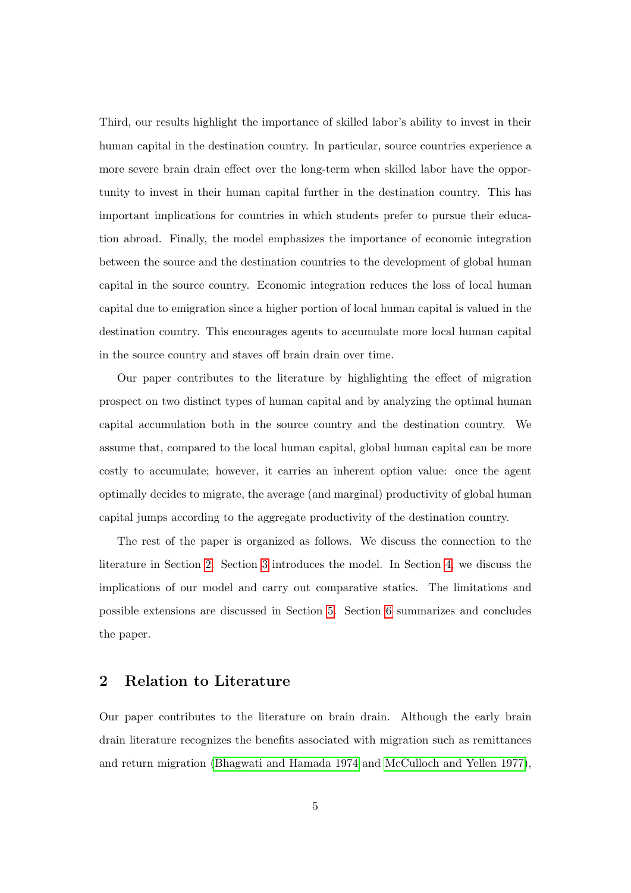Third, our results highlight the importance of skilled labor's ability to invest in their human capital in the destination country. In particular, source countries experience a more severe brain drain effect over the long-term when skilled labor have the opportunity to invest in their human capital further in the destination country. This has important implications for countries in which students prefer to pursue their education abroad. Finally, the model emphasizes the importance of economic integration between the source and the destination countries to the development of global human capital in the source country. Economic integration reduces the loss of local human capital due to emigration since a higher portion of local human capital is valued in the destination country. This encourages agents to accumulate more local human capital in the source country and staves off brain drain over time.

Our paper contributes to the literature by highlighting the effect of migration prospect on two distinct types of human capital and by analyzing the optimal human capital accumulation both in the source country and the destination country. We assume that, compared to the local human capital, global human capital can be more costly to accumulate; however, it carries an inherent option value: once the agent optimally decides to migrate, the average (and marginal) productivity of global human capital jumps according to the aggregate productivity of the destination country.

The rest of the paper is organized as follows. We discuss the connection to the literature in Section 2. Section 3 introduces the model. In Section 4, we discuss the implications of our model and carry out comparative statics. The limitations and possible extensions are discussed in Section 5. Section 6 summarizes and concludes the paper.

## 2 Relation to Literature

Our paper contributes to the literature on brain drain. Although the early brain drain literature recognizes the benefits associated with migration such as remittances and return migration (Bhagwati and Hamada 1974 and McCulloch and Yellen 1977),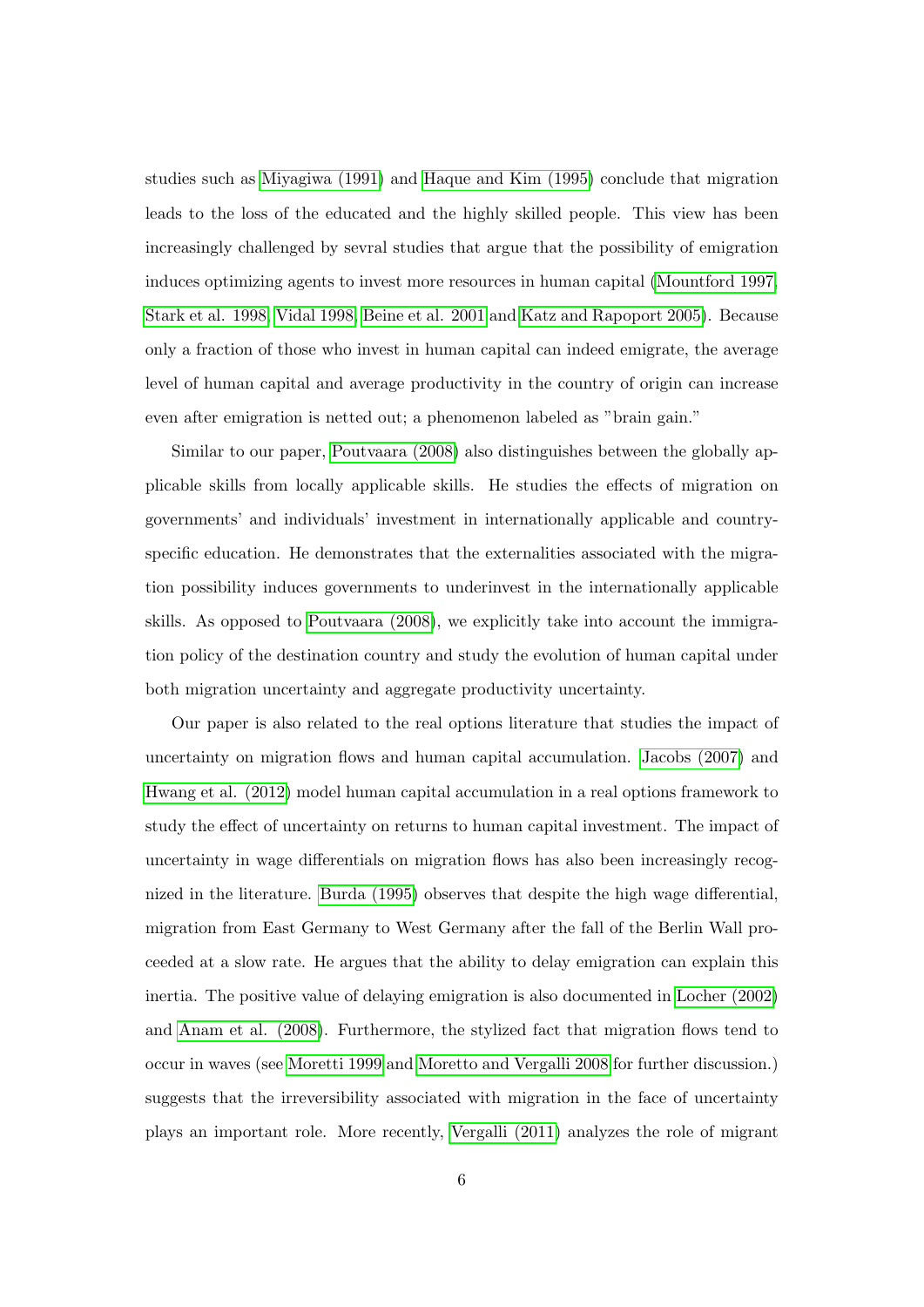studies such as Miyagiwa (1991) and Haque and Kim (1995) conclude that migration leads to the loss of the educated and the highly skilled people. This view has been increasingly challenged by sevral studies that argue that the possibility of emigration induces optimizing agents to invest more resources in human capital (Mountford 1997, Stark et al. 1998, Vidal 1998, Beine et al. 2001 and Katz and Rapoport 2005). Because only a fraction of those who invest in human capital can indeed emigrate, the average level of human capital and average productivity in the country of origin can increase even after emigration is netted out; a phenomenon labeled as "brain gain."

Similar to our paper, Poutvaara (2008) also distinguishes between the globally applicable skills from locally applicable skills. He studies the effects of migration on governments' and individuals' investment in internationally applicable and country-specific education. He demonstrates that the externalities associated with the migration possibility induces governments to underinvest in the internationally applicable skills. As opposed to Poutvaara (2008), we explicitly take into account the immigration policy of the destination country and study the evolution of human capital under both migration uncertainty and aggregate productivity uncertainty.

Our paper is also related to the real options literature that studies the impact of uncertainty on migration flows and human capital accumulation. Jacobs (2007) and Hwang et al. (2012) model human capital accumulation in a real options framework to study the effect of uncertainty on returns to human capital investment. The impact of uncertainty in wage differentials on migration flows has also been increasingly recognized in the literature. Burda (1995) observes that despite the high wage differential, migration from East Germany to West Germany after the fall of the Berlin Wall proceeded at a slow rate. He argues that the ability to delay emigration can explain this inertia. The positive value of delaying emigration is also documented in Locher (2002) and Anam et al. (2008). Furthermore, the stylized fact that migration flows tend to occur in waves (see Moretti 1999 and Moretto and Vergalli 2008 for further discussion.) suggests that the irreversibility associated with migration in the face of uncertainty plays an important role. More recently, Vergalli (2011) analyzes the role of migrant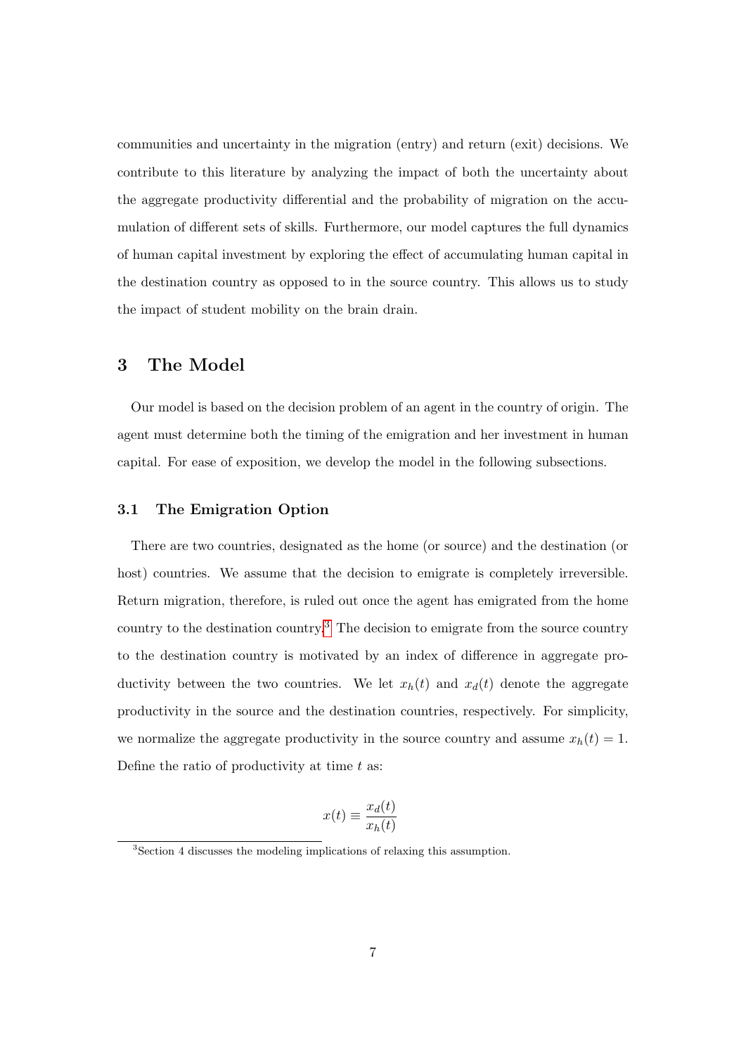communities and uncertainty in the migration (entry) and return (exit) decisions. We contribute to this literature by analyzing the impact of both the uncertainty about the aggregate productivity differential and the probability of migration on the accumulation of different sets of skills. Furthermore, our model captures the full dynamics of human capital investment by exploring the effect of accumulating human capital in the destination country as opposed to in the source country. This allows us to study the impact of student mobility on the brain drain.

# 3 The Model

Our model is based on the decision problem of an agent in the country of origin. The agent must determine both the timing of the emigration and her investment in human capital. For ease of exposition, we develop the model in the following subsections.

## 3.1 The Emigration Option

There are two countries, designated as the home (or source) and the destination (or host) countries. We assume that the decision to emigrate is completely irreversible. Return migration, therefore, is ruled out once the agent has emigrated from the home country to the destination country.[3] The decision to emigrate from the source country to the destination country is motivated by an index of difference in aggregate productivity between the two countries. We let $x_h(t)$ and $x_d(t)$ denote the aggregate productivity in the source and the destination countries, respectively. For simplicity, we normalize the aggregate productivity in the source country and assume $x_h(t) = 1$. Define the ratio of productivity at time $t$ as:

$$x(t) \equiv \frac{x_d(t)}{x_h(t)}$$

[3] Section 4 discusses the modeling implications of relaxing this assumption.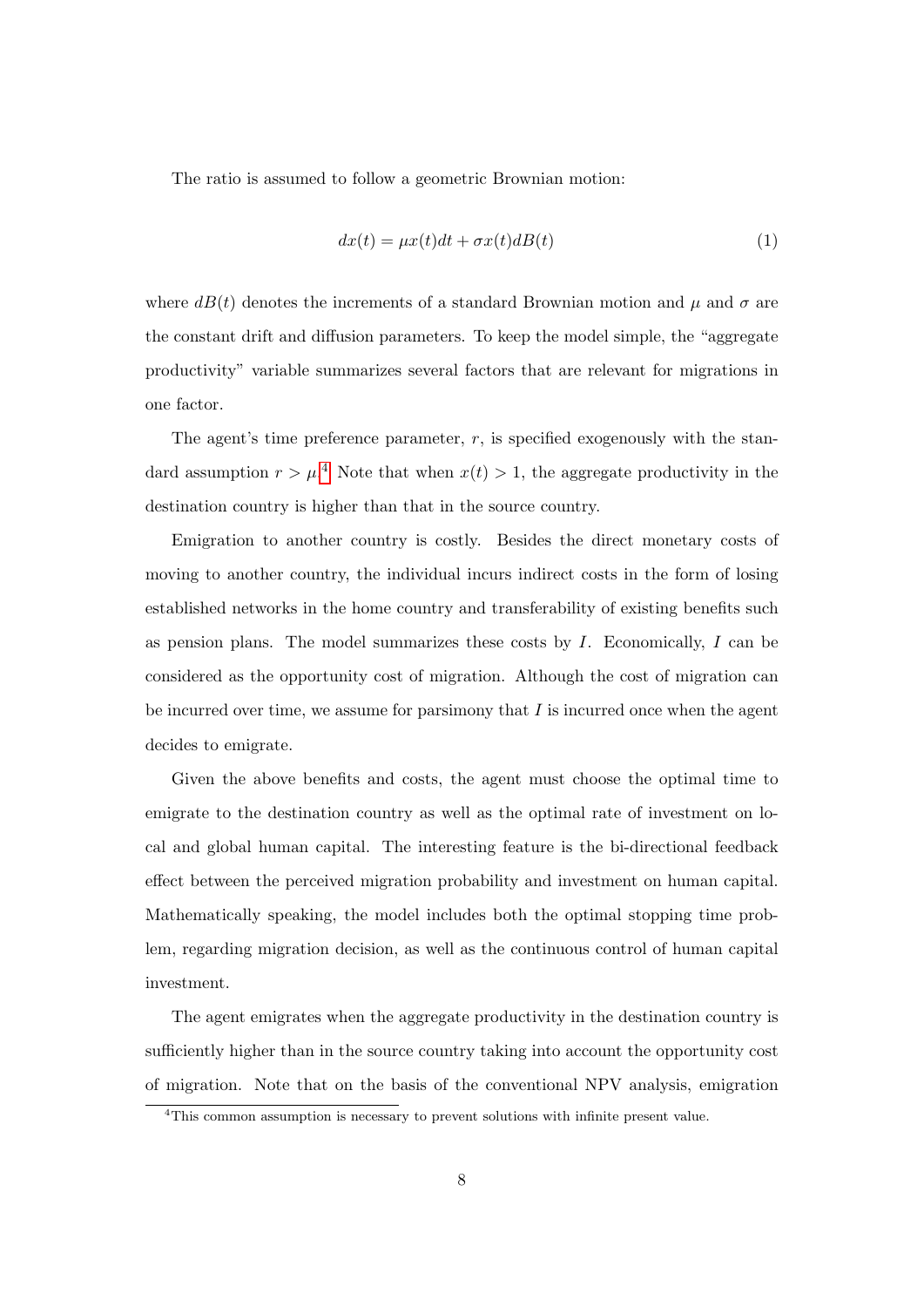The ratio is assumed to follow a geometric Brownian motion:

$$dx(t) = \mu x(t)dt + \sigma x(t)dB(t) \tag{1}$$

where $dB(t)$ denotes the increments of a standard Brownian motion and $\mu$ and $\sigma$ are the constant drift and diffusion parameters. To keep the model simple, the "aggregate productivity" variable summarizes several factors that are relevant for migrations in one factor.

The agent's time preference parameter, $r$, is specified exogenously with the standard assumption $r > \mu$.[4] Note that when $x(t) > 1$, the aggregate productivity in the destination country is higher than that in the source country.

Emigration to another country is costly. Besides the direct monetary costs of moving to another country, the individual incurs indirect costs in the form of losing established networks in the home country and transferability of existing benefits such as pension plans. The model summarizes these costs by $I$. Economically, $I$ can be considered as the opportunity cost of migration. Although the cost of migration can be incurred over time, we assume for parsimony that $I$ is incurred once when the agent decides to emigrate.

Given the above benefits and costs, the agent must choose the optimal time to emigrate to the destination country as well as the optimal rate of investment on local and global human capital. The interesting feature is the bi-directional feedback effect between the perceived migration probability and investment on human capital. Mathematically speaking, the model includes both the optimal stopping time problem, regarding migration decision, as well as the continuous control of human capital investment.

The agent emigrates when the aggregate productivity in the destination country is sufficiently higher than in the source country taking into account the opportunity cost of migration. Note that on the basis of the conventional NPV analysis, emigration

[4] This common assumption is necessary to prevent solutions with infinite present value.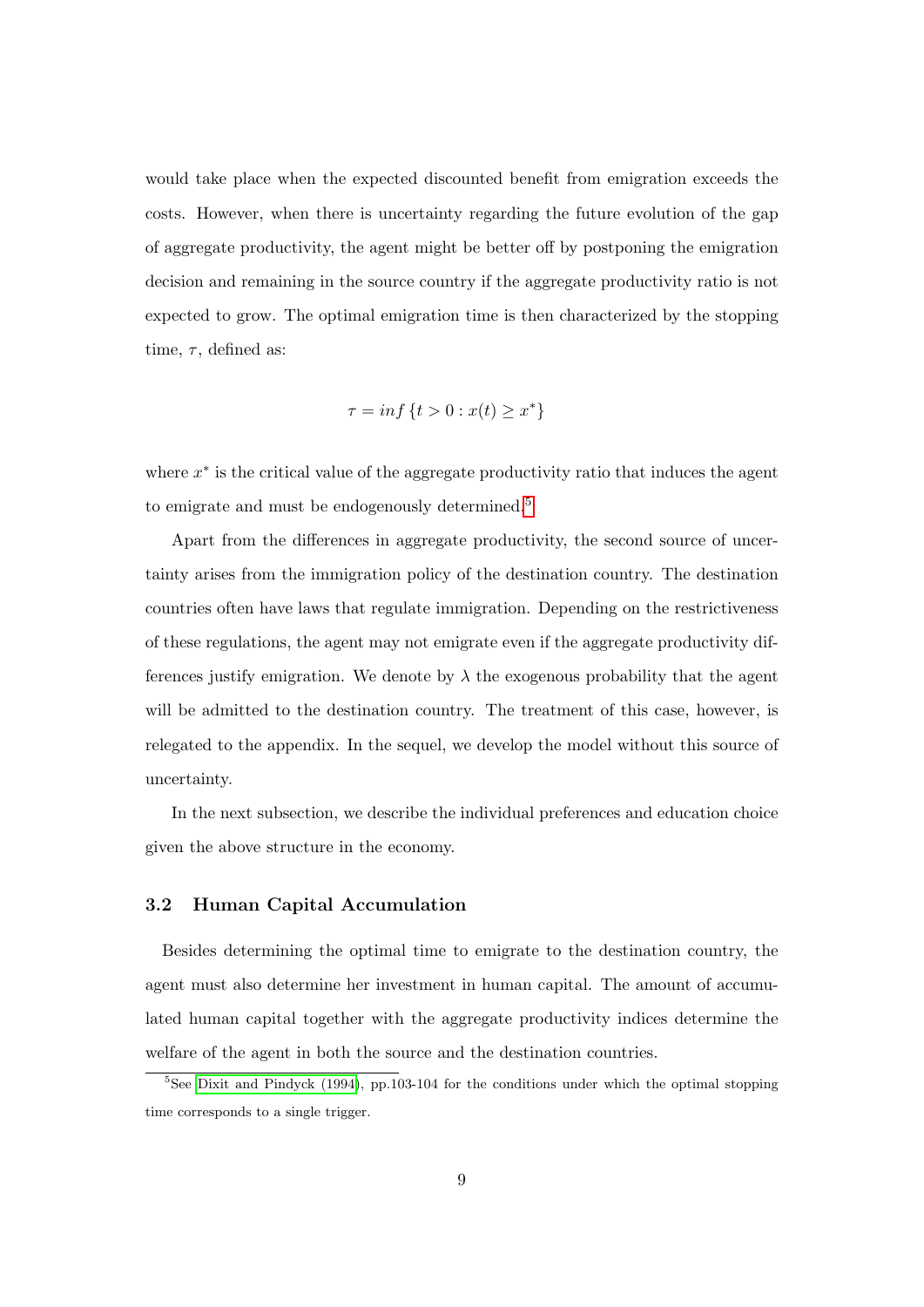would take place when the expected discounted benefit from emigration exceeds the costs. However, when there is uncertainty regarding the future evolution of the gap of aggregate productivity, the agent might be better off by postponing the emigration decision and remaining in the source country if the aggregate productivity ratio is not expected to grow. The optimal emigration time is then characterized by the stopping time, $\tau$, defined as:

$$\tau = inf\{t > 0 : x(t) \geq x^*\}$$

where $x^*$ is the critical value of the aggregate productivity ratio that induces the agent to emigrate and must be endogenously determined.[5]

Apart from the differences in aggregate productivity, the second source of uncertainty arises from the immigration policy of the destination country. The destination countries often have laws that regulate immigration. Depending on the restrictiveness of these regulations, the agent may not emigrate even if the aggregate productivity differences justify emigration. We denote by $\lambda$ the exogenous probability that the agent will be admitted to the destination country. The treatment of this case, however, is relegated to the appendix. In the sequel, we develop the model without this source of uncertainty.

In the next subsection, we describe the individual preferences and education choice given the above structure in the economy.

### 3.2 Human Capital Accumulation

Besides determining the optimal time to emigrate to the destination country, the agent must also determine her investment in human capital. The amount of accumulated human capital together with the aggregate productivity indices determine the welfare of the agent in both the source and the destination countries.

[5]See Dixit and Pindyck (1994), pp.103-104 for the conditions under which the optimal stopping time corresponds to a single trigger.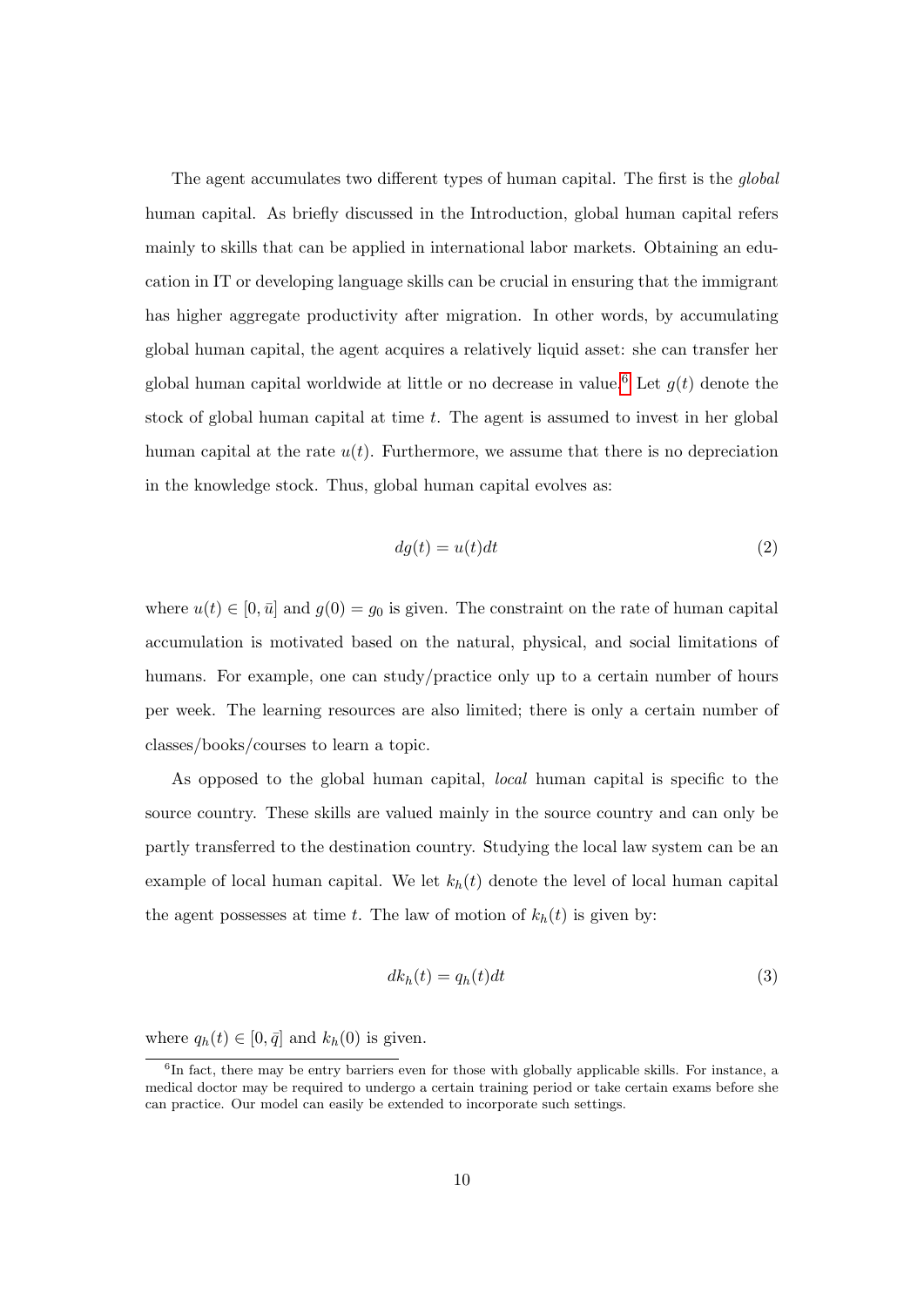The agent accumulates two different types of human capital. The first is the *global* human capital. As briefly discussed in the Introduction, global human capital refers mainly to skills that can be applied in international labor markets. Obtaining an education in IT or developing language skills can be crucial in ensuring that the immigrant has higher aggregate productivity after migration. In other words, by accumulating global human capital, the agent acquires a relatively liquid asset: she can transfer her global human capital worldwide at little or no decrease in value.[6] Let $g(t)$ denote the stock of global human capital at time $t$. The agent is assumed to invest in her global human capital at the rate $u(t)$. Furthermore, we assume that there is no depreciation in the knowledge stock. Thus, global human capital evolves as:

$$dg(t) = u(t)dt \tag{2}$$

where $u(t) \in [0, \bar{u}]$ and $g(0) = g_0$ is given. The constraint on the rate of human capital accumulation is motivated based on the natural, physical, and social limitations of humans. For example, one can study/practice only up to a certain number of hours per week. The learning resources are also limited; there is only a certain number of classes/books/courses to learn a topic.

As opposed to the global human capital, *local* human capital is specific to the source country. These skills are valued mainly in the source country and can only be partly transferred to the destination country. Studying the local law system can be an example of local human capital. We let $k_h(t)$ denote the level of local human capital the agent possesses at time $t$. The law of motion of $k_h(t)$ is given by:

$$dk_h(t) = q_h(t)dt \tag{3}$$

where $q_h(t) \in [0, \bar{q}]$ and $k_h(0)$ is given.

[6] In fact, there may be entry barriers even for those with globally applicable skills. For instance, a medical doctor may be required to undergo a certain training period or take certain exams before she can practice. Our model can easily be extended to incorporate such settings.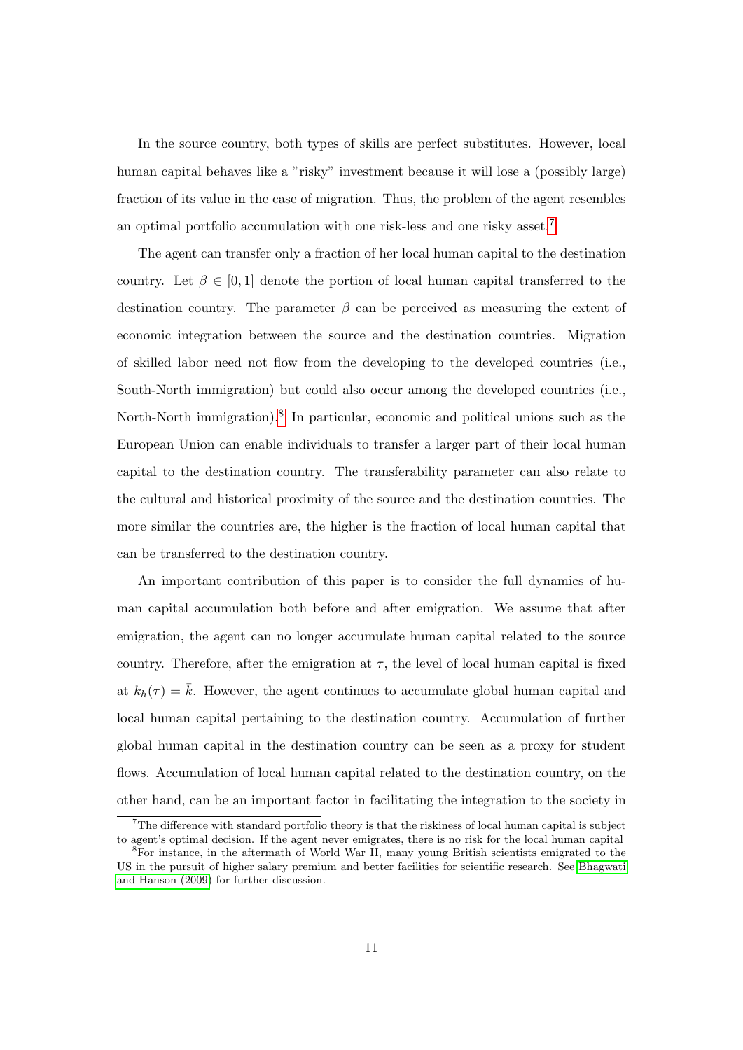In the source country, both types of skills are perfect substitutes. However, local human capital behaves like a "risky" investment because it will lose a (possibly large) fraction of its value in the case of migration. Thus, the problem of the agent resembles an optimal portfolio accumulation with one risk-less and one risky asset.[7]

The agent can transfer only a fraction of her local human capital to the destination country. Let $\beta \in [0, 1]$ denote the portion of local human capital transferred to the destination country. The parameter $\beta$ can be perceived as measuring the extent of economic integration between the source and the destination countries. Migration of skilled labor need not flow from the developing to the developed countries (i.e., South-North immigration) but could also occur among the developed countries (i.e., North-North immigration).[8] In particular, economic and political unions such as the European Union can enable individuals to transfer a larger part of their local human capital to the destination country. The transferability parameter can also relate to the cultural and historical proximity of the source and the destination countries. The more similar the countries are, the higher is the fraction of local human capital that can be transferred to the destination country.

An important contribution of this paper is to consider the full dynamics of human capital accumulation both before and after emigration. We assume that after emigration, the agent can no longer accumulate human capital related to the source country. Therefore, after the emigration at $\tau$, the level of local human capital is fixed at $k_h(\tau) = \bar{k}$. However, the agent continues to accumulate global human capital and local human capital pertaining to the destination country. Accumulation of further global human capital in the destination country can be seen as a proxy for student flows. Accumulation of local human capital related to the destination country, on the other hand, can be an important factor in facilitating the integration to the society in

[7] The difference with standard portfolio theory is that the riskiness of local human capital is subject to agent's optimal decision. If the agent never emigrates, there is no risk for the local human capital

[8] For instance, in the aftermath of World War II, many young British scientists emigrated to the US in the pursuit of higher salary premium and better facilities for scientific research. See Bhagwati and Hanson (2009) for further discussion.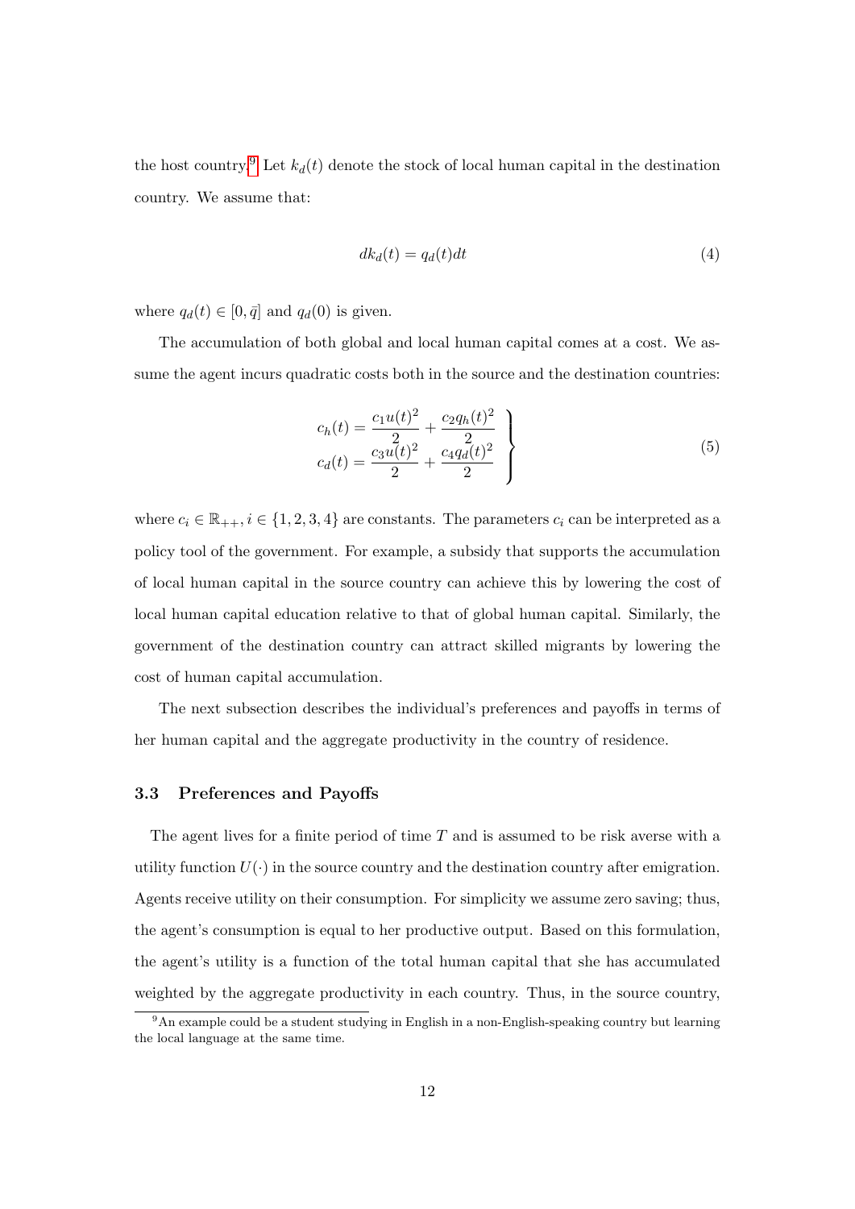the host country.[9] Let $k_d(t)$ denote the stock of local human capital in the destination country. We assume that:

$$dk_d(t) = q_d(t)dt \tag{4}$$

where $q_d(t) \in [0, \bar{q}]$ and $q_d(0)$ is given.

The accumulation of both global and local human capital comes at a cost. We assume the agent incurs quadratic costs both in the source and the destination countries:

$$\left.\begin{array}{l} c_h(t) = \dfrac{c_1 u(t)^2}{2} + \dfrac{c_2 q_h(t)^2}{2} \\ c_d(t) = \dfrac{c_3 u(t)^2}{2} + \dfrac{c_4 q_d(t)^2}{2} \end{array}\right\} \tag{5}$$

where $c_i \in \mathbb{R}_{++}, i \in \{1, 2, 3, 4\}$ are constants. The parameters $c_i$ can be interpreted as a policy tool of the government. For example, a subsidy that supports the accumulation of local human capital in the source country can achieve this by lowering the cost of local human capital education relative to that of global human capital. Similarly, the government of the destination country can attract skilled migrants by lowering the cost of human capital accumulation.

The next subsection describes the individual's preferences and payoffs in terms of her human capital and the aggregate productivity in the country of residence.

### 3.3 Preferences and Payoffs

The agent lives for a finite period of time $T$ and is assumed to be risk averse with a utility function $U(\cdot)$ in the source country and the destination country after emigration. Agents receive utility on their consumption. For simplicity we assume zero saving; thus, the agent's consumption is equal to her productive output. Based on this formulation, the agent's utility is a function of the total human capital that she has accumulated weighted by the aggregate productivity in each country. Thus, in the source country,

[9] An example could be a student studying in English in a non-English-speaking country but learning the local language at the same time.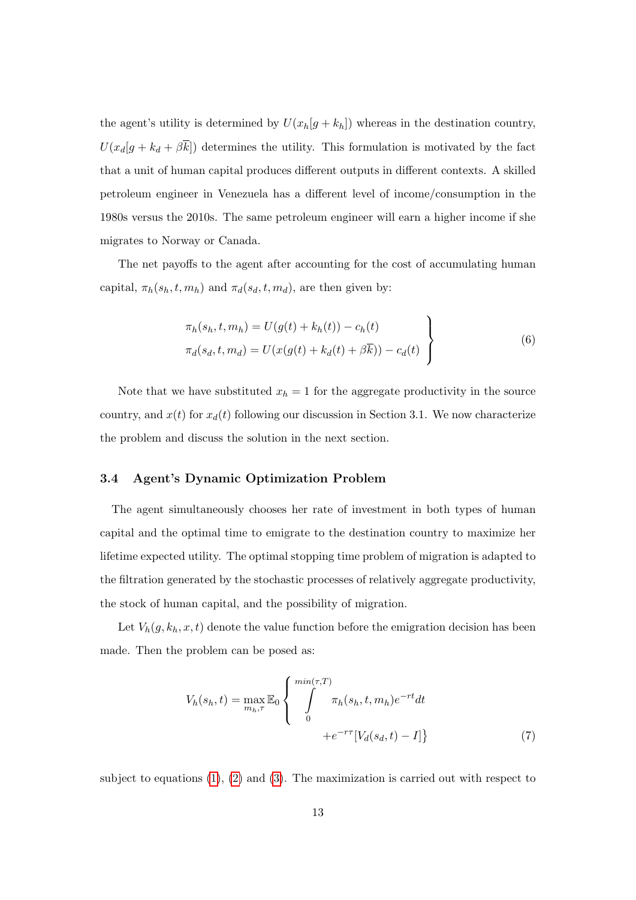the agent's utility is determined by $U(x_h[g + k_h])$ whereas in the destination country, $U(x_d[g + k_d + \beta\overline{k}])$ determines the utility. This formulation is motivated by the fact that a unit of human capital produces different outputs in different contexts. A skilled petroleum engineer in Venezuela has a different level of income/consumption in the 1980s versus the 2010s. The same petroleum engineer will earn a higher income if she migrates to Norway or Canada.

The net payoffs to the agent after accounting for the cost of accumulating human capital, $\pi_h(s_h, t, m_h)$ and $\pi_d(s_d, t, m_d)$, are then given by:

$$
\left.\begin{aligned}
\pi_h(s_h, t, m_h) &= U(g(t) + k_h(t)) - c_h(t) \\
\pi_d(s_d, t, m_d) &= U(x(g(t) + k_d(t) + \beta\overline{k})) - c_d(t)
\end{aligned}\right\} \tag{6}
$$

Note that we have substituted $x_h = 1$ for the aggregate productivity in the source country, and $x(t)$ for $x_d(t)$ following our discussion in Section 3.1. We now characterize the problem and discuss the solution in the next section.

### 3.4 Agent's Dynamic Optimization Problem

The agent simultaneously chooses her rate of investment in both types of human capital and the optimal time to emigrate to the destination country to maximize her lifetime expected utility. The optimal stopping time problem of migration is adapted to the filtration generated by the stochastic processes of relatively aggregate productivity, the stock of human capital, and the possibility of migration.

Let $V_h(g, k_h, x, t)$ denote the value function before the emigration decision has been made. Then the problem can be posed as:

$$
V_h(s_h, t) = \max_{m_h, \tau} \mathbb{E}_0 \left\{ \int_0^{min(\tau, T)} \pi_h(s_h, t, m_h) e^{-rt} dt + e^{-r\tau}[V_d(s_d, t) - I] \right\} \tag{7}
$$

subject to equations (1), (2) and (3). The maximization is carried out with respect to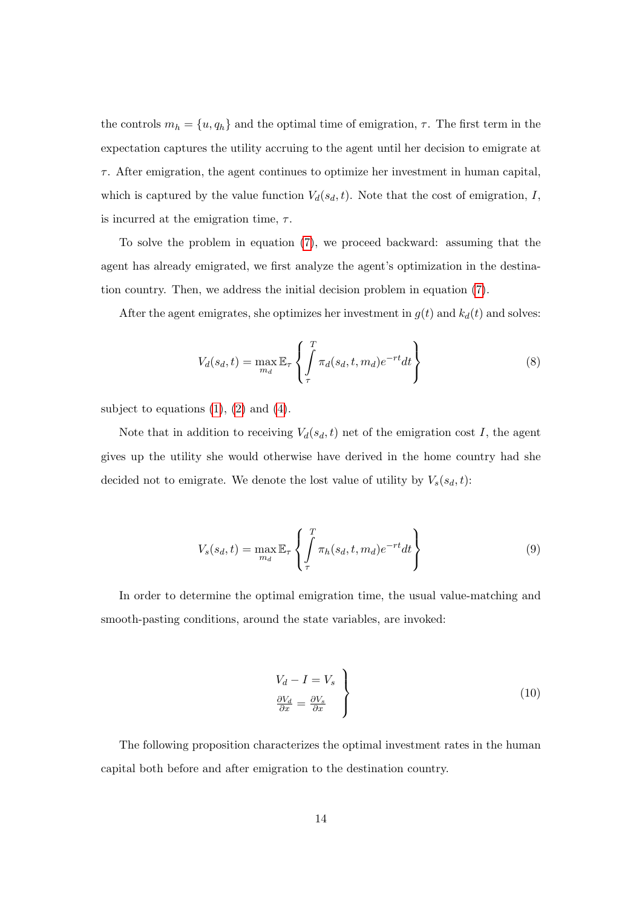the controls $m_h = \{u, q_h\}$ and the optimal time of emigration, $\tau$. The first term in the expectation captures the utility accruing to the agent until her decision to emigrate at $\tau$. After emigration, the agent continues to optimize her investment in human capital, which is captured by the value function $V_d(s_d, t)$. Note that the cost of emigration, $I$, is incurred at the emigration time, $\tau$.

To solve the problem in equation (7), we proceed backward: assuming that the agent has already emigrated, we first analyze the agent's optimization in the destination country. Then, we address the initial decision problem in equation (7).

After the agent emigrates, she optimizes her investment in $g(t)$ and $k_d(t)$ and solves:

$$V_d(s_d, t) = \max_{m_d} \mathbb{E}_\tau \left\{ \int_\tau^T \pi_d(s_d, t, m_d) e^{-rt} dt \right\} \tag{8}$$

subject to equations (1), (2) and (4).

Note that in addition to receiving $V_d(s_d, t)$ net of the emigration cost $I$, the agent gives up the utility she would otherwise have derived in the home country had she decided not to emigrate. We denote the lost value of utility by $V_s(s_d, t)$:

$$V_s(s_d, t) = \max_{m_d} \mathbb{E}_\tau \left\{ \int_\tau^T \pi_h(s_d, t, m_d) e^{-rt} dt \right\} \tag{9}$$

In order to determine the optimal emigration time, the usual value-matching and smooth-pasting conditions, around the state variables, are invoked:

$$\left.\begin{array}{l} V_d - I = V_s \\ \frac{\partial V_d}{\partial x} = \frac{\partial V_s}{\partial x} \end{array}\right\} \tag{10}$$

The following proposition characterizes the optimal investment rates in the human capital both before and after emigration to the destination country.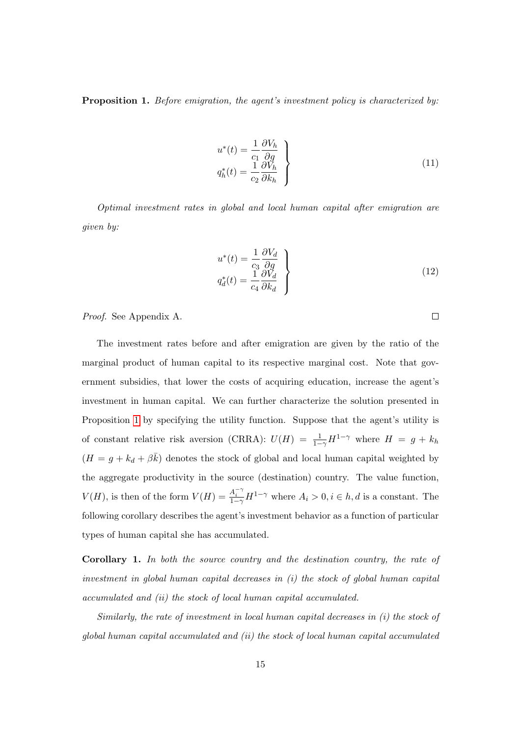**Proposition 1.** *Before emigration, the agent's investment policy is characterized by:*

$$\left.\begin{aligned} u^*(t) &= \frac{1}{c_1}\frac{\partial V_h}{\partial g} \\ q_h^*(t) &= \frac{1}{c_2}\frac{\partial V_h}{\partial k_h} \end{aligned}\right\} \tag{11}$$

*Optimal investment rates in global and local human capital after emigration are given by:*

$$\left.\begin{aligned} u^*(t) &= \frac{1}{c_3}\frac{\partial V_d}{\partial g} \\ q_d^*(t) &= \frac{1}{c_4}\frac{\partial V_d}{\partial k_d} \end{aligned}\right\} \tag{12}$$

*Proof.* See Appendix A. □

The investment rates before and after emigration are given by the ratio of the marginal product of human capital to its respective marginal cost. Note that government subsidies, that lower the costs of acquiring education, increase the agent's investment in human capital. We can further characterize the solution presented in Proposition 1 by specifying the utility function. Suppose that the agent's utility is of constant relative risk aversion (CRRA): $U(H) = \frac{1}{1-\gamma}H^{1-\gamma}$ where $H = g + k_h$ ($H = g + k_d + \beta\bar{k}$) denotes the stock of global and local human capital weighted by the aggregate productivity in the source (destination) country. The value function, $V(H)$, is then of the form $V(H) = \frac{A_i^{-\gamma}}{1-\gamma}H^{1-\gamma}$ where $A_i > 0, i \in h, d$ is a constant. The following corollary describes the agent's investment behavior as a function of particular types of human capital she has accumulated.

**Corollary 1.** *In both the source country and the destination country, the rate of investment in global human capital decreases in (i) the stock of global human capital accumulated and (ii) the stock of local human capital accumulated.*

*Similarly, the rate of investment in local human capital decreases in (i) the stock of global human capital accumulated and (ii) the stock of local human capital accumulated*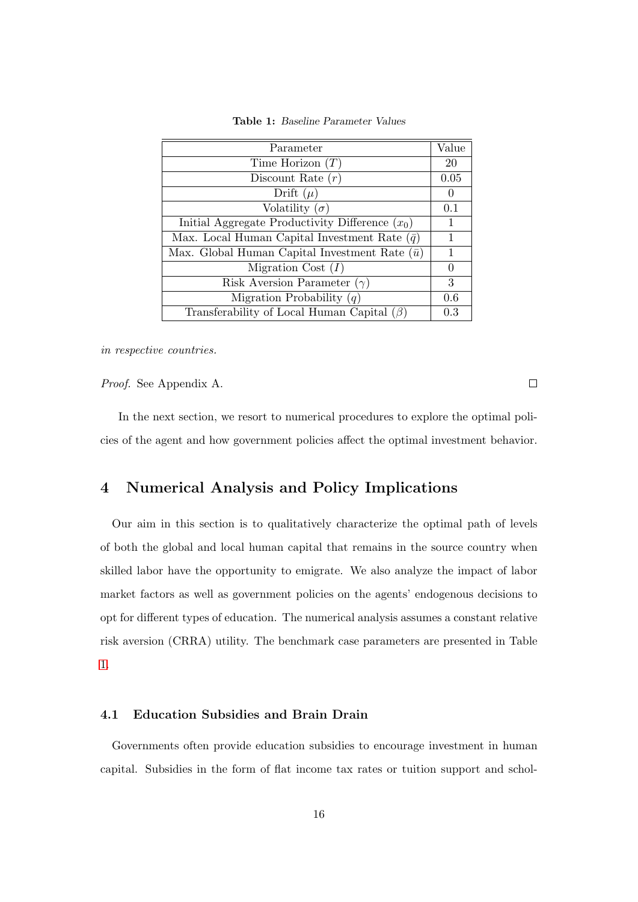**Table 1:** *Baseline Parameter Values*

| Parameter | Value |
|---|---|
| Time Horizon ($T$) | 20 |
| Discount Rate ($r$) | 0.05 |
| Drift ($\mu$) | 0 |
| Volatility ($\sigma$) | 0.1 |
| Initial Aggregate Productivity Difference ($x_0$) | 1 |
| Max. Local Human Capital Investment Rate ($\bar{q}$) | 1 |
| Max. Global Human Capital Investment Rate ($\bar{u}$) | 1 |
| Migration Cost ($I$) | 0 |
| Risk Aversion Parameter ($\gamma$) | 3 |
| Migration Probability ($q$) | 0.6 |
| Transferability of Local Human Capital ($\beta$) | 0.3 |

*in respective countries.*

*Proof.* See Appendix A. □

In the next section, we resort to numerical procedures to explore the optimal policies of the agent and how government policies affect the optimal investment behavior.

# 4 Numerical Analysis and Policy Implications

Our aim in this section is to qualitatively characterize the optimal path of levels of both the global and local human capital that remains in the source country when skilled labor have the opportunity to emigrate. We also analyze the impact of labor market factors as well as government policies on the agents' endogenous decisions to opt for different types of education. The numerical analysis assumes a constant relative risk aversion (CRRA) utility. The benchmark case parameters are presented in Table 1.

## 4.1 Education Subsidies and Brain Drain

Governments often provide education subsidies to encourage investment in human capital. Subsidies in the form of flat income tax rates or tuition support and schol-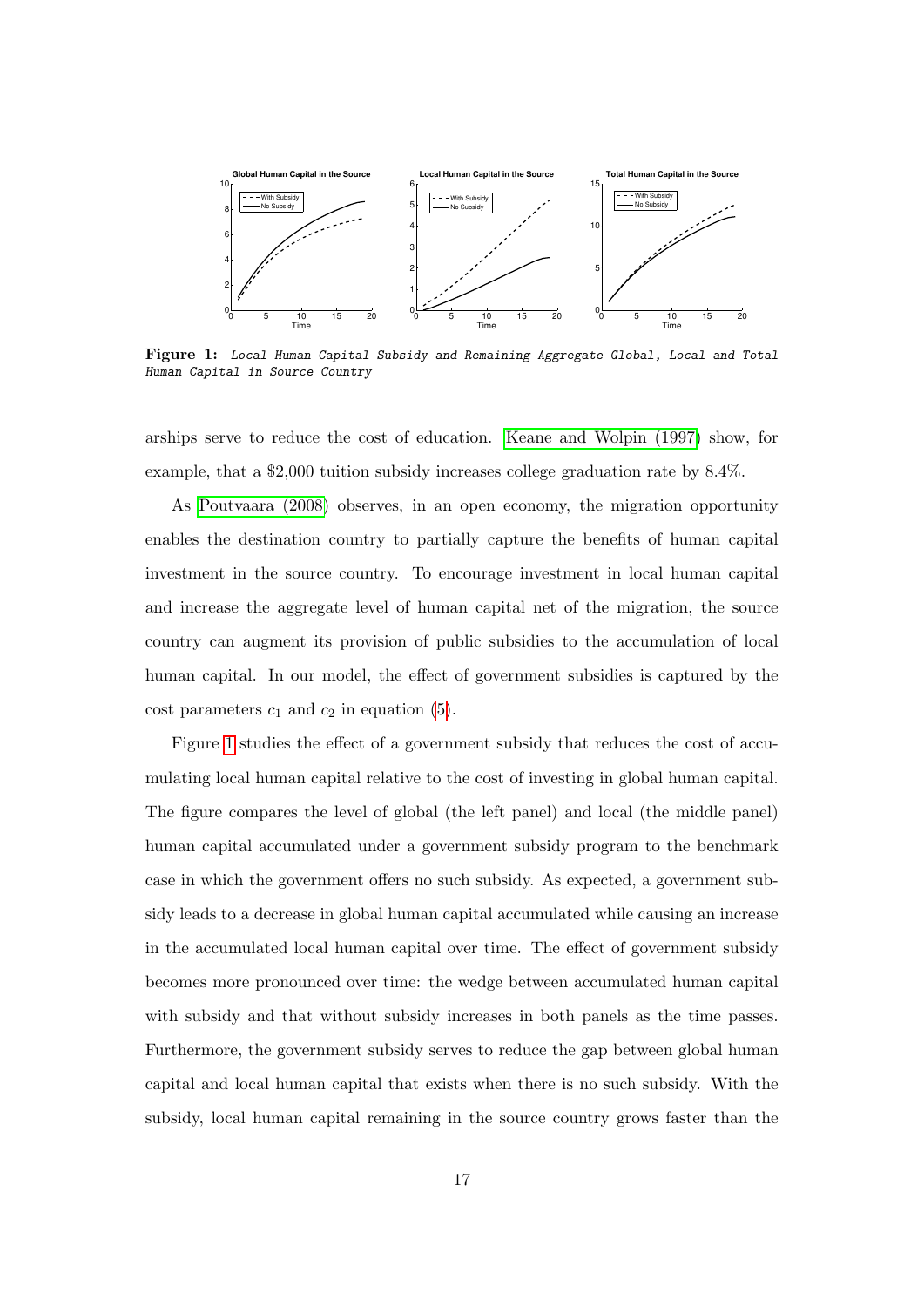Global Human Capital in the Source

10
8
6
4
2
0

0 5 10 15 20

Time

With Subsidy
No Subsidy

Local Human Capital in the Source

6
5
4
3
2
1
0

0 5 10 15 20

Time

With Subsidy
No Subsidy

Total Human Capital in the Source

15
10
5
0

0 5 10 15 20

Time

With Subsidy
No Subsidy

**Figure 1:** *Local Human Capital Subsidy and Remaining Aggregate Global, Local and Total Human Capital in Source Country*

arships serve to reduce the cost of education. Keane and Wolpin (1997) show, for example, that a \$2,000 tuition subsidy increases college graduation rate by 8.4%.

As Poutvaara (2008) observes, in an open economy, the migration opportunity enables the destination country to partially capture the benefits of human capital investment in the source country. To encourage investment in local human capital and increase the aggregate level of human capital net of the migration, the source country can augment its provision of public subsidies to the accumulation of local human capital. In our model, the effect of government subsidies is captured by the cost parameters $c_1$ and $c_2$ in equation (5).

Figure 1 studies the effect of a government subsidy that reduces the cost of accumulating local human capital relative to the cost of investing in global human capital. The figure compares the level of global (the left panel) and local (the middle panel) human capital accumulated under a government subsidy program to the benchmark case in which the government offers no such subsidy. As expected, a government subsidy leads to a decrease in global human capital accumulated while causing an increase in the accumulated local human capital over time. The effect of government subsidy becomes more pronounced over time: the wedge between accumulated human capital with subsidy and that without subsidy increases in both panels as the time passes. Furthermore, the government subsidy serves to reduce the gap between global human capital and local human capital that exists when there is no such subsidy. With the subsidy, local human capital remaining in the source country grows faster than the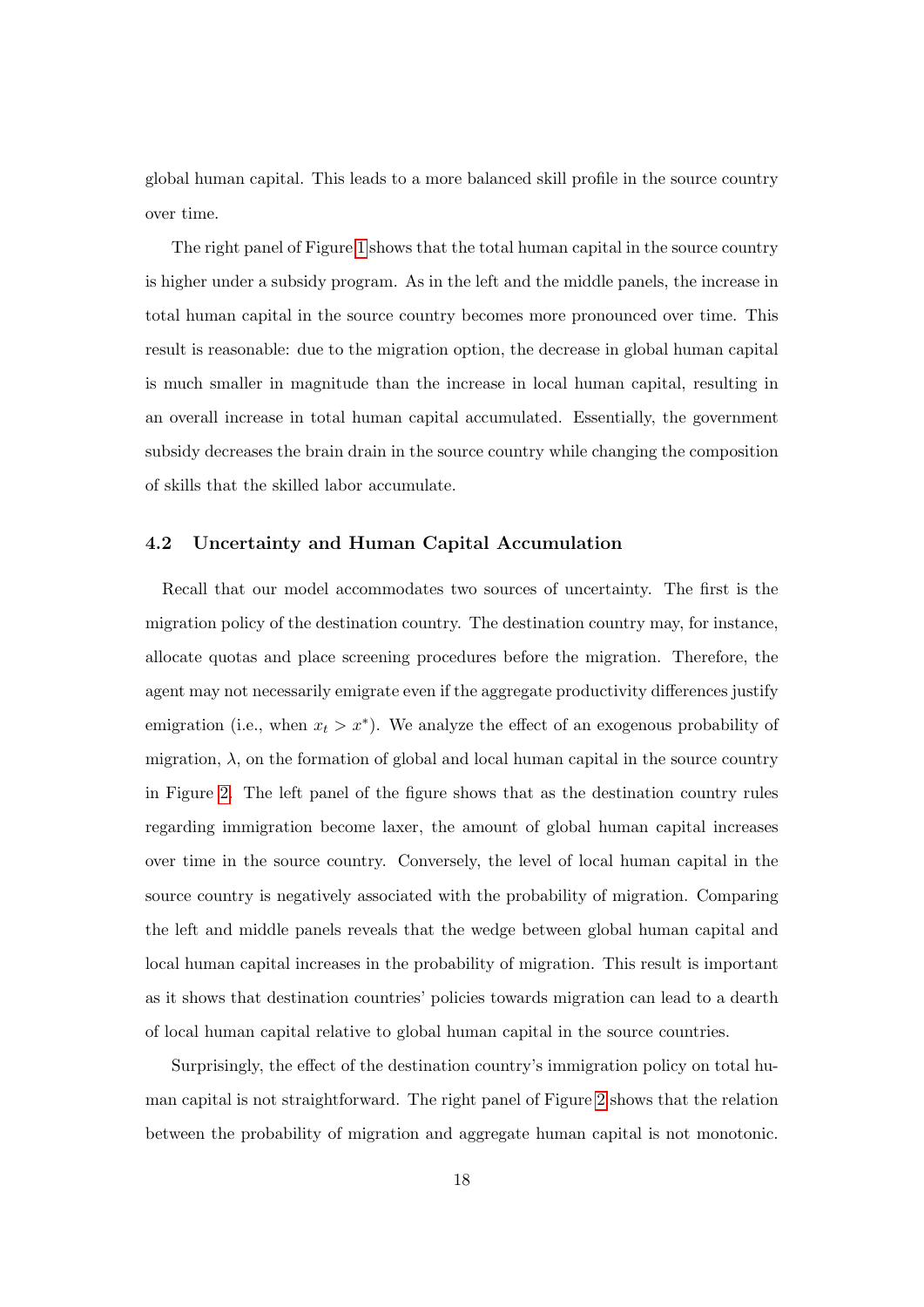global human capital. This leads to a more balanced skill profile in the source country over time.

The right panel of Figure 1 shows that the total human capital in the source country is higher under a subsidy program. As in the left and the middle panels, the increase in total human capital in the source country becomes more pronounced over time. This result is reasonable: due to the migration option, the decrease in global human capital is much smaller in magnitude than the increase in local human capital, resulting in an overall increase in total human capital accumulated. Essentially, the government subsidy decreases the brain drain in the source country while changing the composition of skills that the skilled labor accumulate.

### 4.2 Uncertainty and Human Capital Accumulation

Recall that our model accommodates two sources of uncertainty. The first is the migration policy of the destination country. The destination country may, for instance, allocate quotas and place screening procedures before the migration. Therefore, the agent may not necessarily emigrate even if the aggregate productivity differences justify emigration (i.e., when $x_t > x^*$). We analyze the effect of an exogenous probability of migration, $\lambda$, on the formation of global and local human capital in the source country in Figure 2. The left panel of the figure shows that as the destination country rules regarding immigration become laxer, the amount of global human capital increases over time in the source country. Conversely, the level of local human capital in the source country is negatively associated with the probability of migration. Comparing the left and middle panels reveals that the wedge between global human capital and local human capital increases in the probability of migration. This result is important as it shows that destination countries' policies towards migration can lead to a dearth of local human capital relative to global human capital in the source countries.

Surprisingly, the effect of the destination country's immigration policy on total human capital is not straightforward. The right panel of Figure 2 shows that the relation between the probability of migration and aggregate human capital is not monotonic.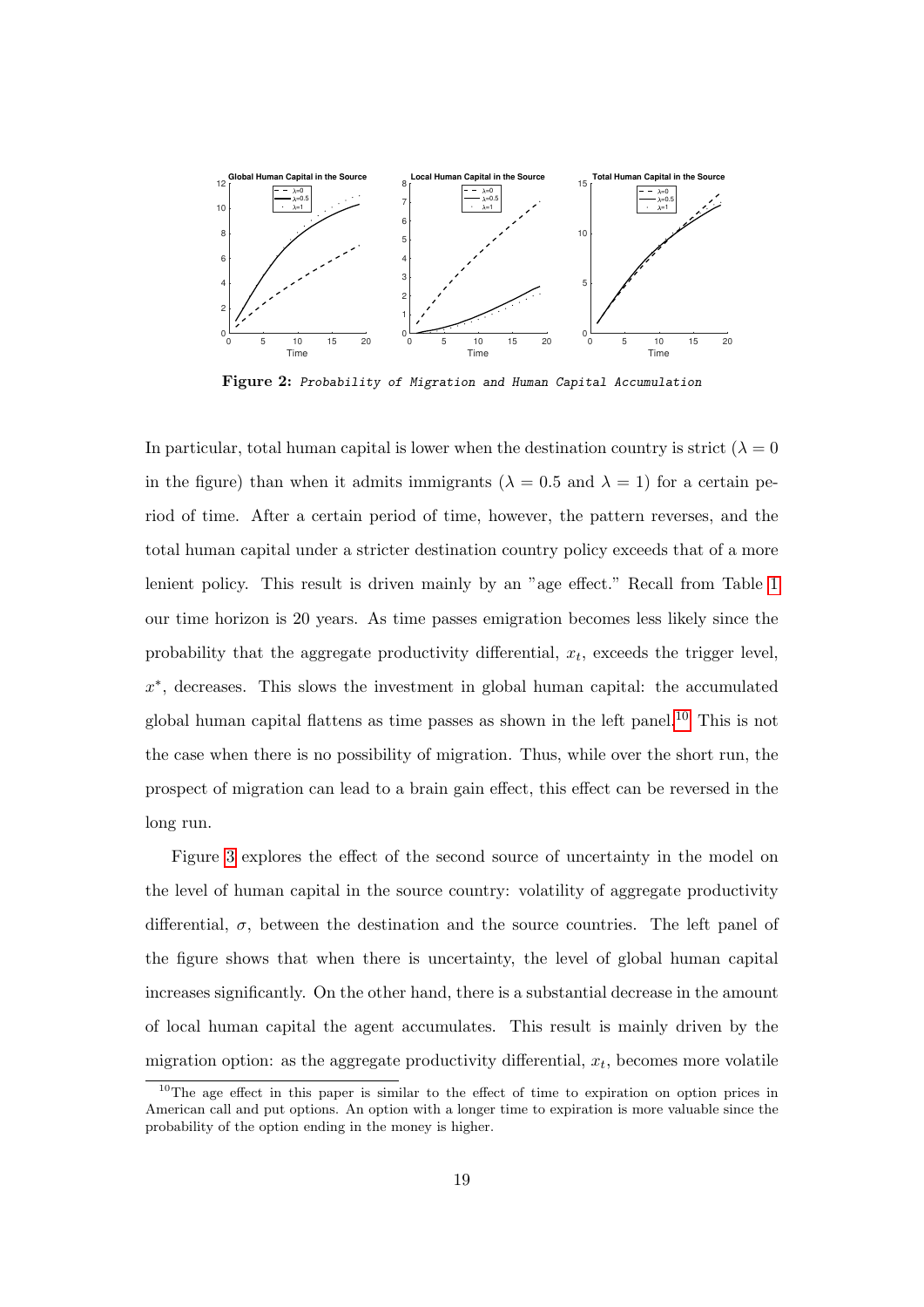Global Human Capital in the Source

12
10
8
6
4
2
0

0 5 10 15 20

Time

λ=0
λ=0.5
λ=1

Local Human Capital in the Source

8
7
6
5
4
3
2
1
0

0 5 10 15 20

Time

λ=0
λ=0.5
λ=1

Total Human Capital in the Source

15
10
5
0

0 5 10 15 20

Time

λ=0
λ=0.5
λ=1

**Figure 2:** *Probability of Migration and Human Capital Accumulation*

In particular, total human capital is lower when the destination country is strict ($\lambda = 0$ in the figure) than when it admits immigrants ($\lambda = 0.5$ and $\lambda = 1$) for a certain period of time. After a certain period of time, however, the pattern reverses, and the total human capital under a stricter destination country policy exceeds that of a more lenient policy. This result is driven mainly by an "age effect." Recall from Table 1 our time horizon is 20 years. As time passes emigration becomes less likely since the probability that the aggregate productivity differential, $x_t$, exceeds the trigger level, $x^*$, decreases. This slows the investment in global human capital: the accumulated global human capital flattens as time passes as shown in the left panel.[10] This is not the case when there is no possibility of migration. Thus, while over the short run, the prospect of migration can lead to a brain gain effect, this effect can be reversed in the long run.

Figure 3 explores the effect of the second source of uncertainty in the model on the level of human capital in the source country: volatility of aggregate productivity differential, $\sigma$, between the destination and the source countries. The left panel of the figure shows that when there is uncertainty, the level of global human capital increases significantly. On the other hand, there is a substantial decrease in the amount of local human capital the agent accumulates. This result is mainly driven by the migration option: as the aggregate productivity differential, $x_t$, becomes more volatile

[10] The age effect in this paper is similar to the effect of time to expiration on option prices in American call and put options. An option with a longer time to expiration is more valuable since the probability of the option ending in the money is higher.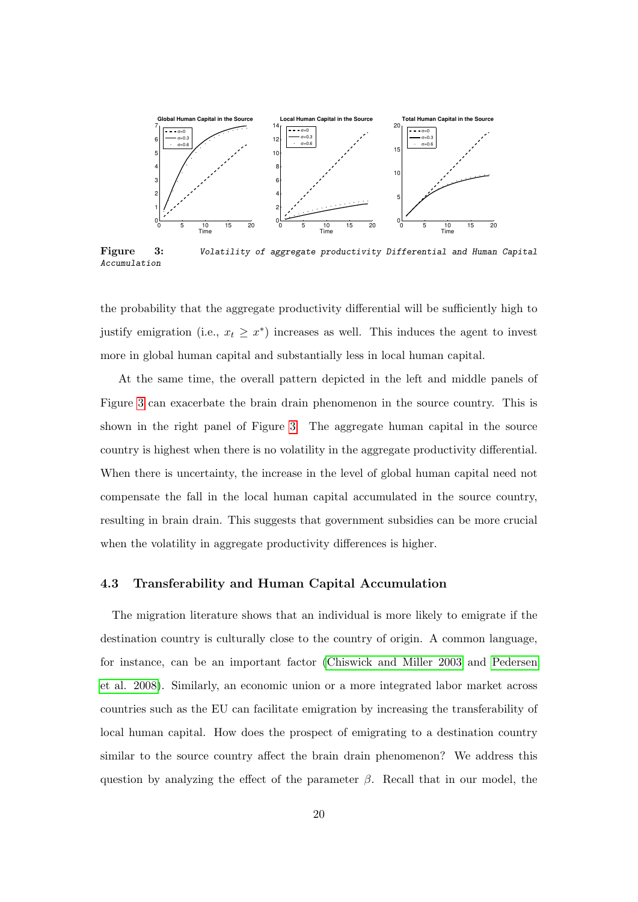Global Human Capital in the Source

σ=0
σ=0.3
σ=0.6

0 1 2 3 4 5 6 7

0 5 10 15 20

Time

Local Human Capital in the Source

σ=0
σ=0.3
σ=0.6

0 2 4 6 8 10 12 14

0 5 10 15 20

Time

Total Human Capital in the Source

σ=0
σ=0.3
σ=0.6

0 5 10 15 20

0 5 10 15 20

Time

**Figure 3:** *Volatility of aggregate productivity Differential and Human Capital Accumulation*

the probability that the aggregate productivity differential will be sufficiently high to justify emigration (i.e., $x_t \geq x^*$) increases as well. This induces the agent to invest more in global human capital and substantially less in local human capital.

At the same time, the overall pattern depicted in the left and middle panels of Figure 3 can exacerbate the brain drain phenomenon in the source country. This is shown in the right panel of Figure 3. The aggregate human capital in the source country is highest when there is no volatility in the aggregate productivity differential. When there is uncertainty, the increase in the level of global human capital need not compensate the fall in the local human capital accumulated in the source country, resulting in brain drain. This suggests that government subsidies can be more crucial when the volatility in aggregate productivity differences is higher.

### 4.3 Transferability and Human Capital Accumulation

The migration literature shows that an individual is more likely to emigrate if the destination country is culturally close to the country of origin. A common language, for instance, can be an important factor (Chiswick and Miller 2003 and Pedersen et al. 2008). Similarly, an economic union or a more integrated labor market across countries such as the EU can facilitate emigration by increasing the transferability of local human capital. How does the prospect of emigrating to a destination country similar to the source country affect the brain drain phenomenon? We address this question by analyzing the effect of the parameter $\beta$. Recall that in our model, the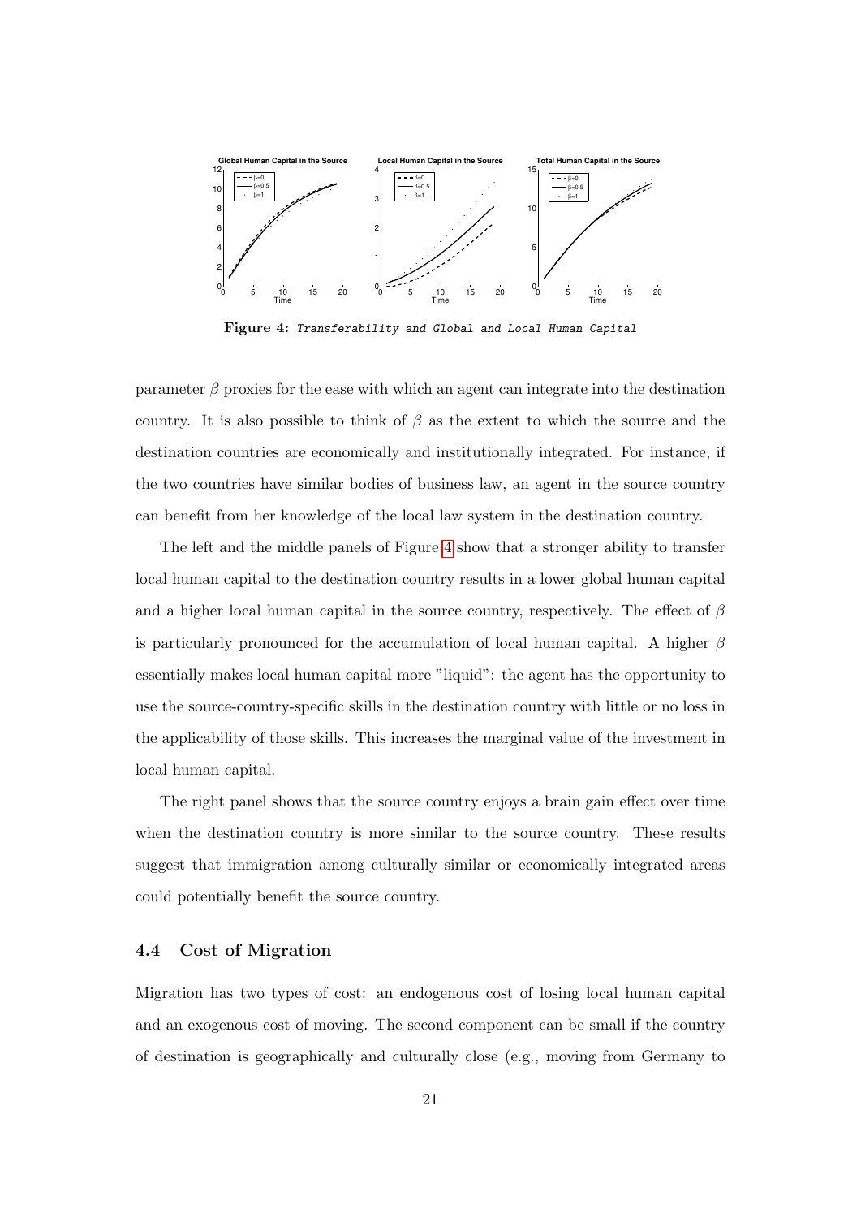Global Human Capital in the Source

12, 10, 8, 6, 4, 2, 0

0, 5, 10, 15, 20

Time

β=0

β=0.5

β=1

Local Human Capital in the Source

4, 3, 2, 1, 0

0, 5, 10, 15, 20

Time

β=0

β=0.5

β=1

Total Human Capital in the Source

15, 10, 5, 0

0, 5, 10, 15, 20

Time

β=0

β=0.5

β=1

**Figure 4:** *Transferability and Global and Local Human Capital*

parameter $\beta$ proxies for the ease with which an agent can integrate into the destination country. It is also possible to think of $\beta$ as the extent to which the source and the destination countries are economically and institutionally integrated. For instance, if the two countries have similar bodies of business law, an agent in the source country can benefit from her knowledge of the local law system in the destination country.

The left and the middle panels of Figure 4 show that a stronger ability to transfer local human capital to the destination country results in a lower global human capital and a higher local human capital in the source country, respectively. The effect of $\beta$ is particularly pronounced for the accumulation of local human capital. A higher $\beta$ essentially makes local human capital more "liquid": the agent has the opportunity to use the source-country-specific skills in the destination country with little or no loss in the applicability of those skills. This increases the marginal value of the investment in local human capital.

The right panel shows that the source country enjoys a brain gain effect over time when the destination country is more similar to the source country. These results suggest that immigration among culturally similar or economically integrated areas could potentially benefit the source country.

### 4.4 Cost of Migration

Migration has two types of cost: an endogenous cost of losing local human capital and an exogenous cost of moving. The second component can be small if the country of destination is geographically and culturally close (e.g., moving from Germany to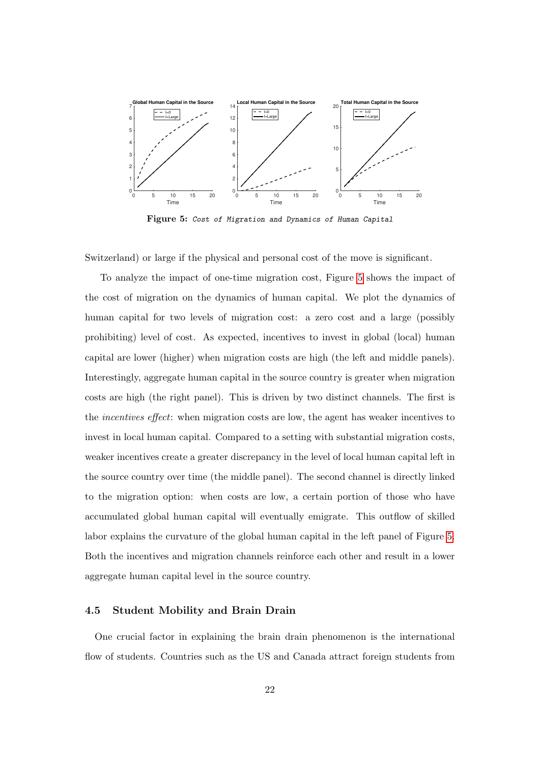Global Human Capital in the Source

l=0

l=Large

Time

Local Human Capital in the Source

l=0

l=Large

Time

Total Human Capital in the Source

l=0

l=Large

Time

**Figure 5:** *Cost of Migration and Dynamics of Human Capital*

Switzerland) or large if the physical and personal cost of the move is significant.

To analyze the impact of one-time migration cost, Figure 5 shows the impact of the cost of migration on the dynamics of human capital. We plot the dynamics of human capital for two levels of migration cost: a zero cost and a large (possibly prohibiting) level of cost. As expected, incentives to invest in global (local) human capital are lower (higher) when migration costs are high (the left and middle panels). Interestingly, aggregate human capital in the source country is greater when migration costs are high (the right panel). This is driven by two distinct channels. The first is the *incentives effect*: when migration costs are low, the agent has weaker incentives to invest in local human capital. Compared to a setting with substantial migration costs, weaker incentives create a greater discrepancy in the level of local human capital left in the source country over time (the middle panel). The second channel is directly linked to the migration option: when costs are low, a certain portion of those who have accumulated global human capital will eventually emigrate. This outflow of skilled labor explains the curvature of the global human capital in the left panel of Figure 5. Both the incentives and migration channels reinforce each other and result in a lower aggregate human capital level in the source country.

### 4.5 Student Mobility and Brain Drain

One crucial factor in explaining the brain drain phenomenon is the international flow of students. Countries such as the US and Canada attract foreign students from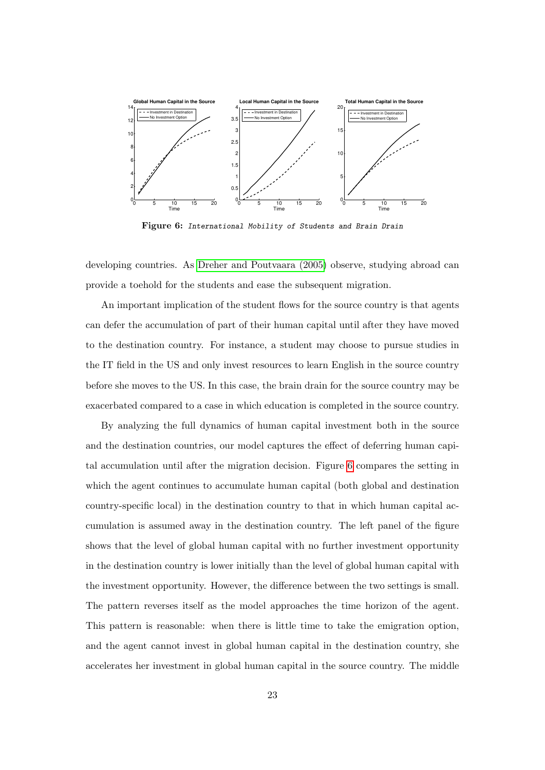Global Human Capital in the Source

- - - Investment in Destination
—— No Investment Option

14, 12, 10, 8, 6, 4, 2, 0

0, 5, 10, 15, 20

Time

Local Human Capital in the Source

- - - Investment in Destination
—— No Investment Option

4, 3.5, 3, 2.5, 2, 1.5, 1, 0.5, 0

0, 5, 10, 15, 20

Time

Total Human Capital in the Source

- - - Investment in Destination
—— No Investment Option

20, 15, 10, 5, 0

0, 5, 10, 15, 20

Time

**Figure 6:** *International Mobility of Students and Brain Drain*

developing countries. As Dreher and Poutvaara (2005) observe, studying abroad can provide a toehold for the students and ease the subsequent migration.

An important implication of the student flows for the source country is that agents can defer the accumulation of part of their human capital until after they have moved to the destination country. For instance, a student may choose to pursue studies in the IT field in the US and only invest resources to learn English in the source country before she moves to the US. In this case, the brain drain for the source country may be exacerbated compared to a case in which education is completed in the source country.

By analyzing the full dynamics of human capital investment both in the source and the destination countries, our model captures the effect of deferring human capital accumulation until after the migration decision. Figure 6 compares the setting in which the agent continues to accumulate human capital (both global and destination country-specific local) in the destination country to that in which human capital accumulation is assumed away in the destination country. The left panel of the figure shows that the level of global human capital with no further investment opportunity in the destination country is lower initially than the level of global human capital with the investment opportunity. However, the difference between the two settings is small. The pattern reverses itself as the model approaches the time horizon of the agent. This pattern is reasonable: when there is little time to take the emigration option, and the agent cannot invest in global human capital in the destination country, she accelerates her investment in global human capital in the source country. The middle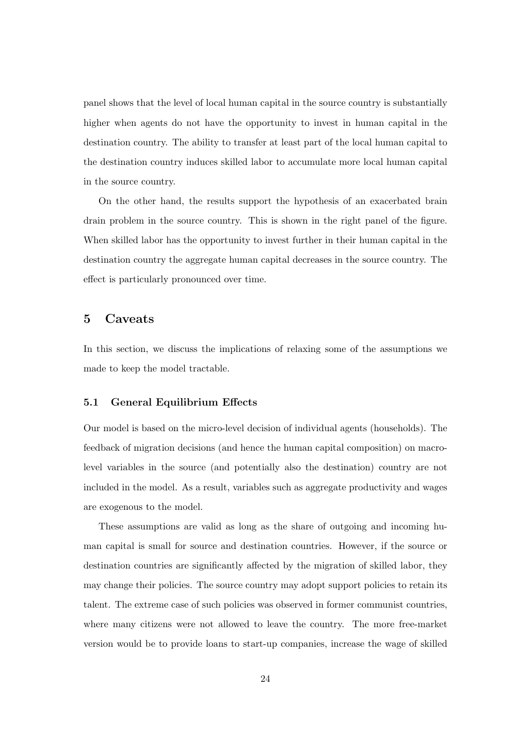panel shows that the level of local human capital in the source country is substantially higher when agents do not have the opportunity to invest in human capital in the destination country. The ability to transfer at least part of the local human capital to the destination country induces skilled labor to accumulate more local human capital in the source country.

On the other hand, the results support the hypothesis of an exacerbated brain drain problem in the source country. This is shown in the right panel of the figure. When skilled labor has the opportunity to invest further in their human capital in the destination country the aggregate human capital decreases in the source country. The effect is particularly pronounced over time.

## 5 Caveats

In this section, we discuss the implications of relaxing some of the assumptions we made to keep the model tractable.

### 5.1 General Equilibrium Effects

Our model is based on the micro-level decision of individual agents (households). The feedback of migration decisions (and hence the human capital composition) on macro-level variables in the source (and potentially also the destination) country are not included in the model. As a result, variables such as aggregate productivity and wages are exogenous to the model.

These assumptions are valid as long as the share of outgoing and incoming human capital is small for source and destination countries. However, if the source or destination countries are significantly affected by the migration of skilled labor, they may change their policies. The source country may adopt support policies to retain its talent. The extreme case of such policies was observed in former communist countries, where many citizens were not allowed to leave the country. The more free-market version would be to provide loans to start-up companies, increase the wage of skilled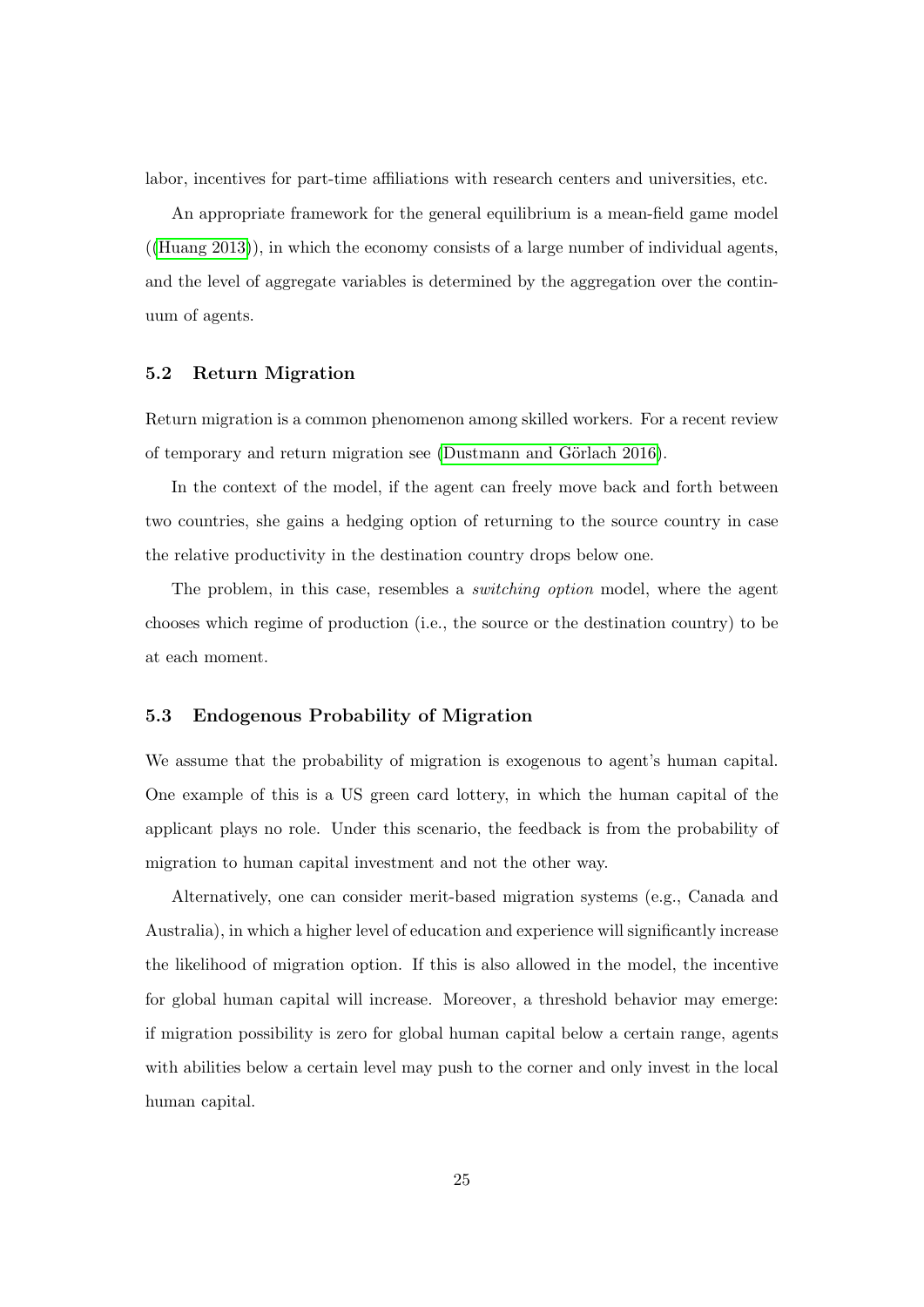labor, incentives for part-time affiliations with research centers and universities, etc.

An appropriate framework for the general equilibrium is a mean-field game model ((Huang 2013)), in which the economy consists of a large number of individual agents, and the level of aggregate variables is determined by the aggregation over the continuum of agents.

### 5.2 Return Migration

Return migration is a common phenomenon among skilled workers. For a recent review of temporary and return migration see (Dustmann and Görlach 2016).

In the context of the model, if the agent can freely move back and forth between two countries, she gains a hedging option of returning to the source country in case the relative productivity in the destination country drops below one.

The problem, in this case, resembles a *switching option* model, where the agent chooses which regime of production (i.e., the source or the destination country) to be at each moment.

### 5.3 Endogenous Probability of Migration

We assume that the probability of migration is exogenous to agent's human capital. One example of this is a US green card lottery, in which the human capital of the applicant plays no role. Under this scenario, the feedback is from the probability of migration to human capital investment and not the other way.

Alternatively, one can consider merit-based migration systems (e.g., Canada and Australia), in which a higher level of education and experience will significantly increase the likelihood of migration option. If this is also allowed in the model, the incentive for global human capital will increase. Moreover, a threshold behavior may emerge: if migration possibility is zero for global human capital below a certain range, agents with abilities below a certain level may push to the corner and only invest in the local human capital.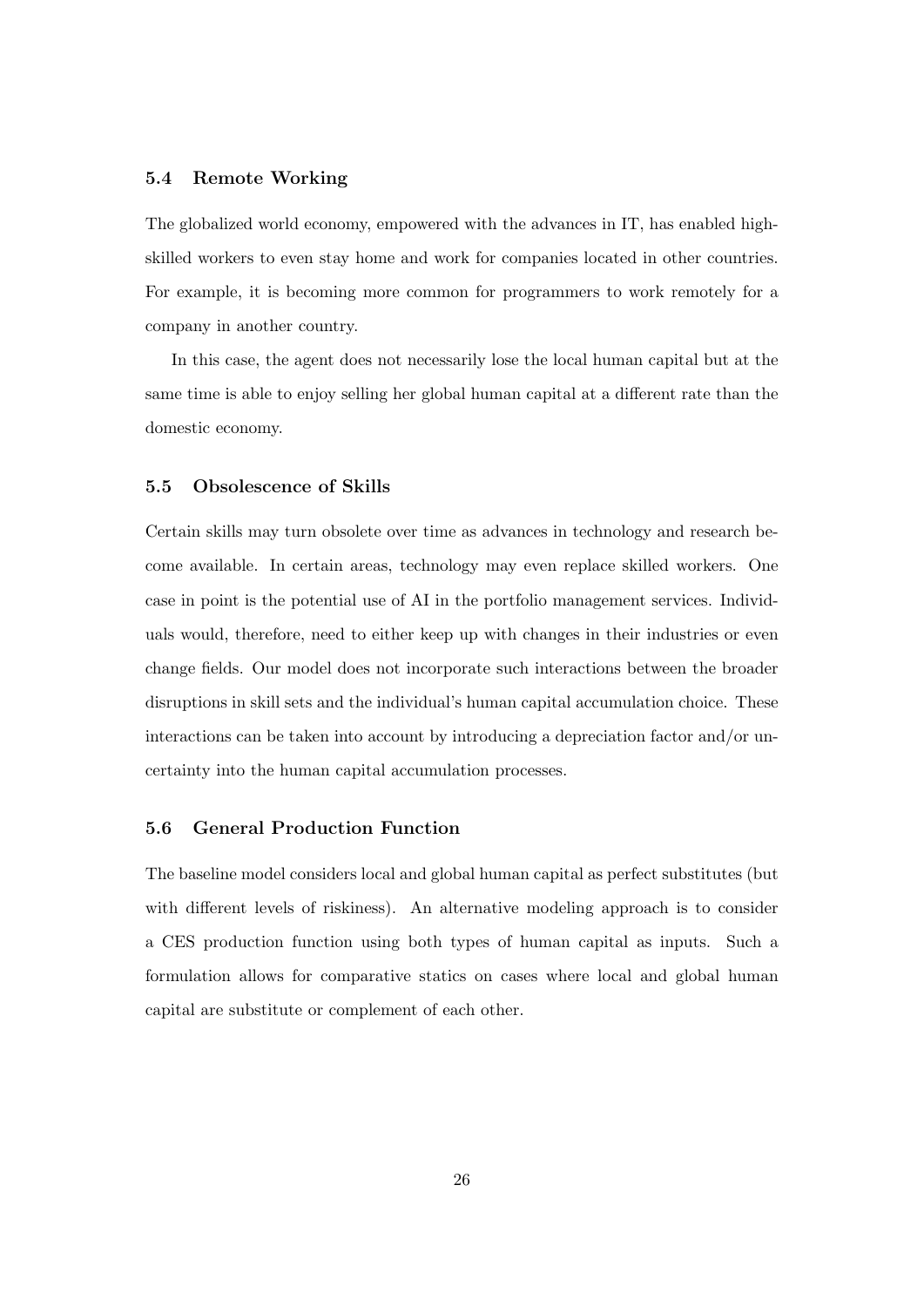### 5.4 Remote Working

The globalized world economy, empowered with the advances in IT, has enabled high-skilled workers to even stay home and work for companies located in other countries. For example, it is becoming more common for programmers to work remotely for a company in another country.

In this case, the agent does not necessarily lose the local human capital but at the same time is able to enjoy selling her global human capital at a different rate than the domestic economy.

### 5.5 Obsolescence of Skills

Certain skills may turn obsolete over time as advances in technology and research become available. In certain areas, technology may even replace skilled workers. One case in point is the potential use of AI in the portfolio management services. Individuals would, therefore, need to either keep up with changes in their industries or even change fields. Our model does not incorporate such interactions between the broader disruptions in skill sets and the individual's human capital accumulation choice. These interactions can be taken into account by introducing a depreciation factor and/or uncertainty into the human capital accumulation processes.

### 5.6 General Production Function

The baseline model considers local and global human capital as perfect substitutes (but with different levels of riskiness). An alternative modeling approach is to consider a CES production function using both types of human capital as inputs. Such a formulation allows for comparative statics on cases where local and global human capital are substitute or complement of each other.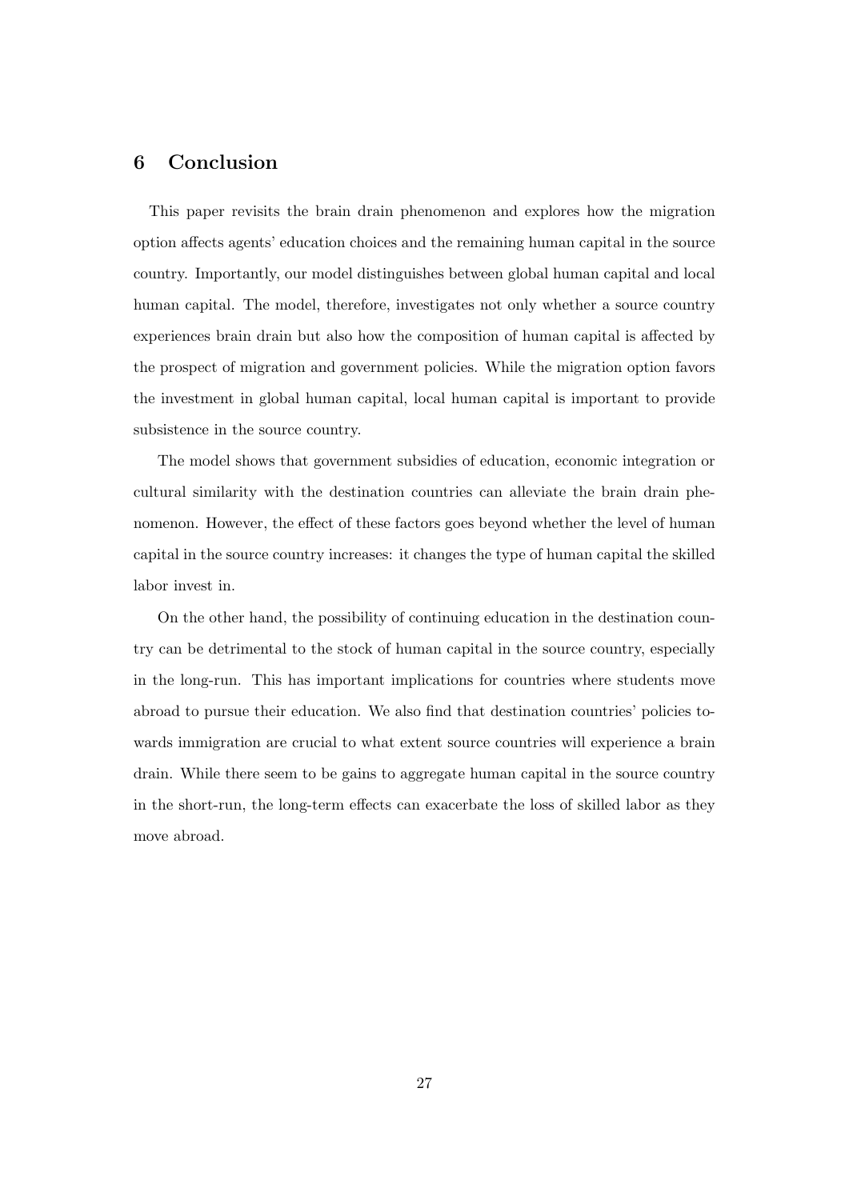## 6 Conclusion

This paper revisits the brain drain phenomenon and explores how the migration option affects agents' education choices and the remaining human capital in the source country. Importantly, our model distinguishes between global human capital and local human capital. The model, therefore, investigates not only whether a source country experiences brain drain but also how the composition of human capital is affected by the prospect of migration and government policies. While the migration option favors the investment in global human capital, local human capital is important to provide subsistence in the source country.

The model shows that government subsidies of education, economic integration or cultural similarity with the destination countries can alleviate the brain drain phenomenon. However, the effect of these factors goes beyond whether the level of human capital in the source country increases: it changes the type of human capital the skilled labor invest in.

On the other hand, the possibility of continuing education in the destination country can be detrimental to the stock of human capital in the source country, especially in the long-run. This has important implications for countries where students move abroad to pursue their education. We also find that destination countries' policies towards immigration are crucial to what extent source countries will experience a brain drain. While there seem to be gains to aggregate human capital in the source country in the short-run, the long-term effects can exacerbate the loss of skilled labor as they move abroad.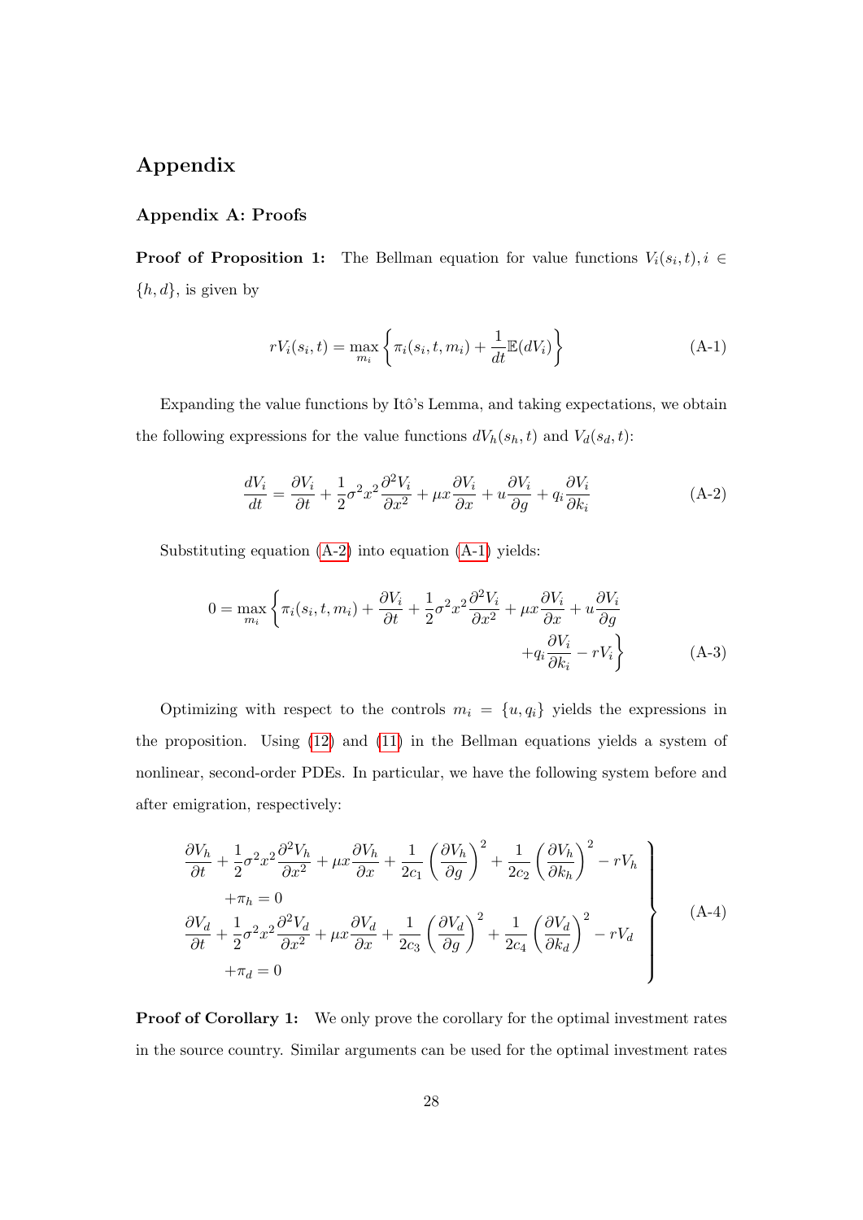# Appendix

## Appendix A: Proofs

**Proof of Proposition 1:** The Bellman equation for value functions $V_i(s_i, t), i \in \{h, d\}$, is given by

$$rV_i(s_i, t) = \max_{m_i} \left\{ \pi_i(s_i, t, m_i) + \frac{1}{dt}\mathbb{E}(dV_i) \right\} \tag{A-1}$$

Expanding the value functions by Itô's Lemma, and taking expectations, we obtain the following expressions for the value functions $dV_h(s_h, t)$ and $V_d(s_d, t)$:

$$\frac{dV_i}{dt} = \frac{\partial V_i}{\partial t} + \frac{1}{2}\sigma^2 x^2 \frac{\partial^2 V_i}{\partial x^2} + \mu x \frac{\partial V_i}{\partial x} + u\frac{\partial V_i}{\partial g} + q_i \frac{\partial V_i}{\partial k_i} \tag{A-2}$$

Substituting equation (A-2) into equation (A-1) yields:

$$0 = \max_{m_i} \left\{ \pi_i(s_i, t, m_i) + \frac{\partial V_i}{\partial t} + \frac{1}{2}\sigma^2 x^2 \frac{\partial^2 V_i}{\partial x^2} + \mu x \frac{\partial V_i}{\partial x} + u \frac{\partial V_i}{\partial g} + q_i \frac{\partial V_i}{\partial k_i} - rV_i \right\} \tag{A-3}$$

Optimizing with respect to the controls $m_i = \{u, q_i\}$ yields the expressions in the proposition. Using (12) and (11) in the Bellman equations yields a system of nonlinear, second-order PDEs. In particular, we have the following system before and after emigration, respectively:

$$\left.\begin{aligned}
&\frac{\partial V_h}{\partial t} + \frac{1}{2}\sigma^2 x^2 \frac{\partial^2 V_h}{\partial x^2} + \mu x \frac{\partial V_h}{\partial x} + \frac{1}{2c_1}\left(\frac{\partial V_h}{\partial g}\right)^2 + \frac{1}{2c_2}\left(\frac{\partial V_h}{\partial k_h}\right)^2 - rV_h \\
&\quad + \pi_h = 0 \\
&\frac{\partial V_d}{\partial t} + \frac{1}{2}\sigma^2 x^2 \frac{\partial^2 V_d}{\partial x^2} + \mu x \frac{\partial V_d}{\partial x} + \frac{1}{2c_3}\left(\frac{\partial V_d}{\partial g}\right)^2 + \frac{1}{2c_4}\left(\frac{\partial V_d}{\partial k_d}\right)^2 - rV_d \\
&\quad + \pi_d = 0
\end{aligned}\right\} \tag{A-4}$$

**Proof of Corollary 1:** We only prove the corollary for the optimal investment rates in the source country. Similar arguments can be used for the optimal investment rates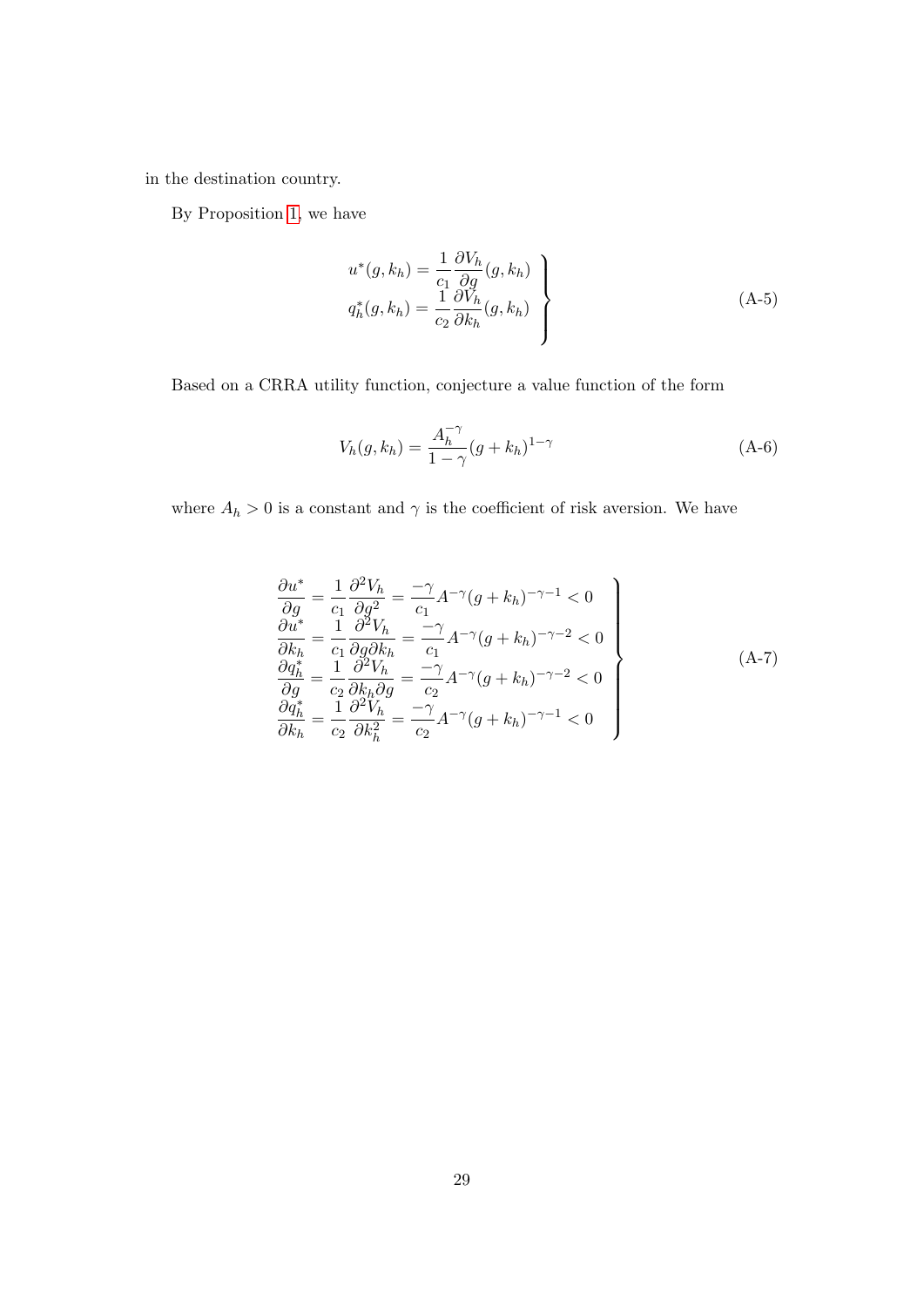in the destination country.

By Proposition 1, we have

$$
\left.\begin{aligned}
u^*(g, k_h) &= \frac{1}{c_1}\frac{\partial V_h}{\partial g}(g, k_h) \\
q_h^*(g, k_h) &= \frac{1}{c_2}\frac{\partial V_h}{\partial k_h}(g, k_h)
\end{aligned}\right\} \tag{A-5}
$$

Based on a CRRA utility function, conjecture a value function of the form

$$
V_h(g, k_h) = \frac{A_h^{-\gamma}}{1-\gamma}(g + k_h)^{1-\gamma} \tag{A-6}
$$

where $A_h > 0$ is a constant and $\gamma$ is the coefficient of risk aversion. We have

$$
\left.\begin{aligned}
\frac{\partial u^*}{\partial g} &= \frac{1}{c_1}\frac{\partial^2 V_h}{\partial g^2} = \frac{-\gamma}{c_1}A^{-\gamma}(g + k_h)^{-\gamma-1} < 0 \\
\frac{\partial u^*}{\partial k_h} &= \frac{1}{c_1}\frac{\partial^2 V_h}{\partial g \partial k_h} = \frac{-\gamma}{c_1}A^{-\gamma}(g + k_h)^{-\gamma-2} < 0 \\
\frac{\partial q_h^*}{\partial g} &= \frac{1}{c_2}\frac{\partial^2 V_h}{\partial k_h \partial g} = \frac{-\gamma}{c_2}A^{-\gamma}(g + k_h)^{-\gamma-2} < 0 \\
\frac{\partial q_h^*}{\partial k_h} &= \frac{1}{c_2}\frac{\partial^2 V_h}{\partial k_h^2} = \frac{-\gamma}{c_2}A^{-\gamma}(g + k_h)^{-\gamma-1} < 0
\end{aligned}\right\} \tag{A-7}
$$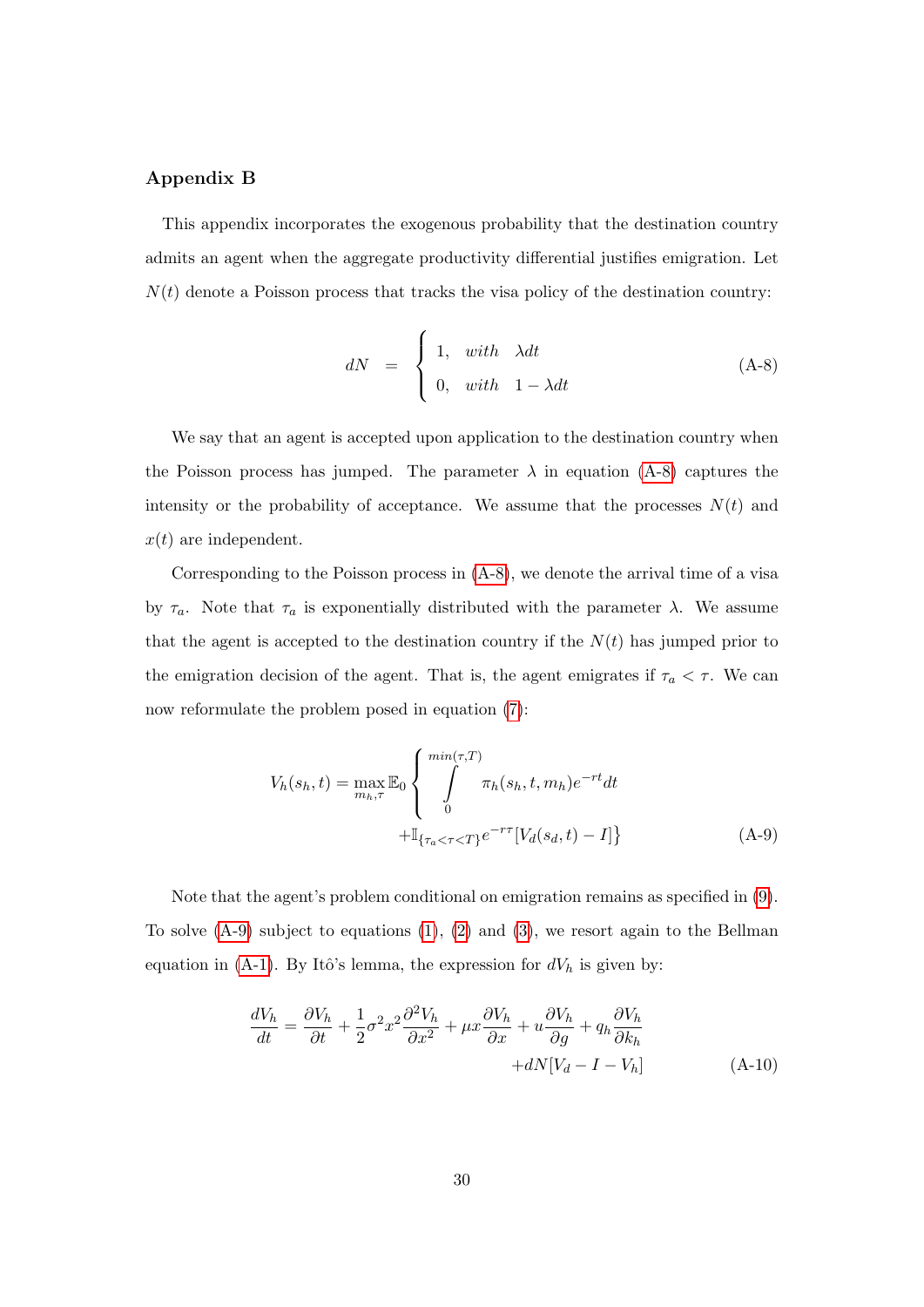### Appendix B

This appendix incorporates the exogenous probability that the destination country admits an agent when the aggregate productivity differential justifies emigration. Let $N(t)$ denote a Poisson process that tracks the visa policy of the destination country:

$$dN = \begin{cases} 1, & with \quad \lambda dt \\ 0, & with \quad 1 - \lambda dt \end{cases} \tag{A-8}$$

We say that an agent is accepted upon application to the destination country when the Poisson process has jumped. The parameter $\lambda$ in equation (A-8) captures the intensity or the probability of acceptance. We assume that the processes $N(t)$ and $x(t)$ are independent.

Corresponding to the Poisson process in (A-8), we denote the arrival time of a visa by $\tau_a$. Note that $\tau_a$ is exponentially distributed with the parameter $\lambda$. We assume that the agent is accepted to the destination country if the $N(t)$ has jumped prior to the emigration decision of the agent. That is, the agent emigrates if $\tau_a < \tau$. We can now reformulate the problem posed in equation (7):

$$V_h(s_h, t) = \max_{m_h, \tau} \mathbb{E}_0 \left\{ \int_0^{min(\tau, T)} \pi_h(s_h, t, m_h) e^{-rt} dt + \mathbb{I}_{\{\tau_a < \tau < T\}} e^{-r\tau} [V_d(s_d, t) - I] \right\} \tag{A-9}$$

Note that the agent's problem conditional on emigration remains as specified in (9). To solve (A-9) subject to equations (1), (2) and (3), we resort again to the Bellman equation in (A-1). By Itô's lemma, the expression for $dV_h$ is given by:

$$\frac{dV_h}{dt} = \frac{\partial V_h}{\partial t} + \frac{1}{2}\sigma^2 x^2 \frac{\partial^2 V_h}{\partial x^2} + \mu x \frac{\partial V_h}{\partial x} + u \frac{\partial V_h}{\partial g} + q_h \frac{\partial V_h}{\partial k_h} + dN[V_d - I - V_h] \tag{A-10}$$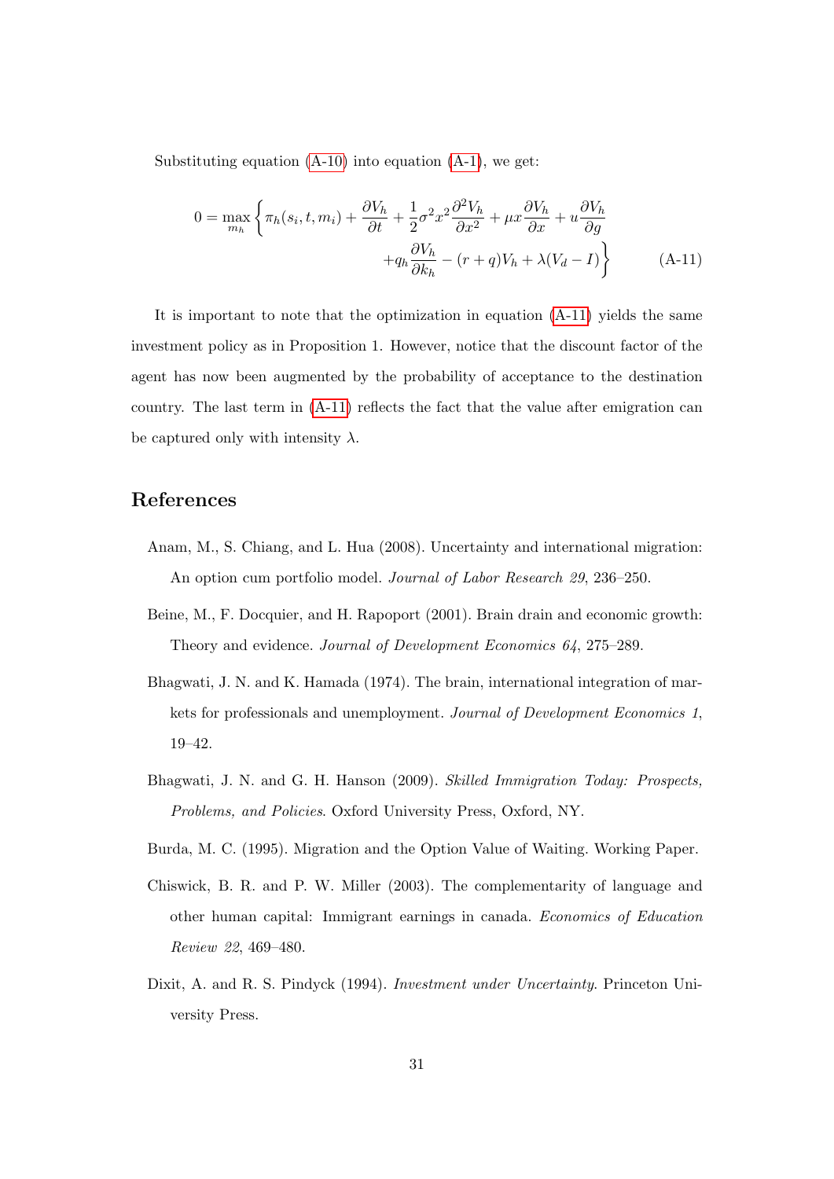Substituting equation (A-10) into equation (A-1), we get:

$$0 = \max_{m_h} \left\{ \pi_h(s_i, t, m_i) + \frac{\partial V_h}{\partial t} + \frac{1}{2}\sigma^2 x^2 \frac{\partial^2 V_h}{\partial x^2} + \mu x \frac{\partial V_h}{\partial x} + u \frac{\partial V_h}{\partial g} + q_h \frac{\partial V_h}{\partial k_h} - (r+q)V_h + \lambda(V_d - I) \right\} \tag{A-11}$$

It is important to note that the optimization in equation (A-11) yields the same investment policy as in Proposition 1. However, notice that the discount factor of the agent has now been augmented by the probability of acceptance to the destination country. The last term in (A-11) reflects the fact that the value after emigration can be captured only with intensity $\lambda$.

## References

Anam, M., S. Chiang, and L. Hua (2008). Uncertainty and international migration: An option cum portfolio model. *Journal of Labor Research 29*, 236–250.

Beine, M., F. Docquier, and H. Rapoport (2001). Brain drain and economic growth: Theory and evidence. *Journal of Development Economics 64*, 275–289.

Bhagwati, J. N. and K. Hamada (1974). The brain, international integration of markets for professionals and unemployment. *Journal of Development Economics 1*, 19–42.

Bhagwati, J. N. and G. H. Hanson (2009). *Skilled Immigration Today: Prospects, Problems, and Policies*. Oxford University Press, Oxford, NY.

Burda, M. C. (1995). Migration and the Option Value of Waiting. Working Paper.

Chiswick, B. R. and P. W. Miller (2003). The complementarity of language and other human capital: Immigrant earnings in canada. *Economics of Education Review 22*, 469–480.

Dixit, A. and R. S. Pindyck (1994). *Investment under Uncertainty*. Princeton University Press.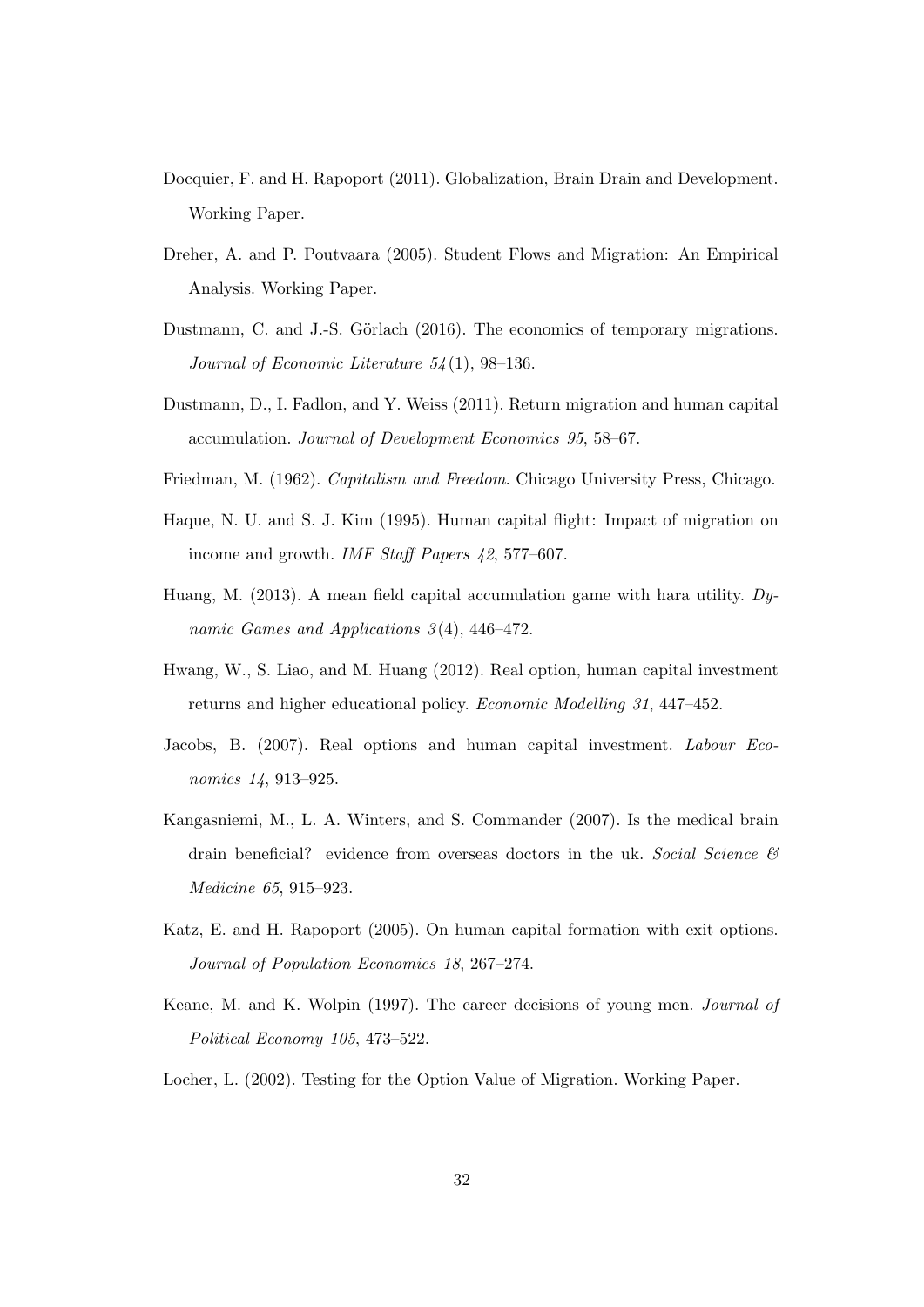Docquier, F. and H. Rapoport (2011). Globalization, Brain Drain and Development. Working Paper.

Dreher, A. and P. Poutvaara (2005). Student Flows and Migration: An Empirical Analysis. Working Paper.

Dustmann, C. and J.-S. Görlach (2016). The economics of temporary migrations. *Journal of Economic Literature 54*(1), 98–136.

Dustmann, D., I. Fadlon, and Y. Weiss (2011). Return migration and human capital accumulation. *Journal of Development Economics 95*, 58–67.

Friedman, M. (1962). *Capitalism and Freedom*. Chicago University Press, Chicago.

Haque, N. U. and S. J. Kim (1995). Human capital flight: Impact of migration on income and growth. *IMF Staff Papers 42*, 577–607.

Huang, M. (2013). A mean field capital accumulation game with hara utility. *Dynamic Games and Applications 3*(4), 446–472.

Hwang, W., S. Liao, and M. Huang (2012). Real option, human capital investment returns and higher educational policy. *Economic Modelling 31*, 447–452.

Jacobs, B. (2007). Real options and human capital investment. *Labour Economics 14*, 913–925.

Kangasniemi, M., L. A. Winters, and S. Commander (2007). Is the medical brain drain beneficial? evidence from overseas doctors in the uk. *Social Science & Medicine 65*, 915–923.

Katz, E. and H. Rapoport (2005). On human capital formation with exit options. *Journal of Population Economics 18*, 267–274.

Keane, M. and K. Wolpin (1997). The career decisions of young men. *Journal of Political Economy 105*, 473–522.

Locher, L. (2002). Testing for the Option Value of Migration. Working Paper.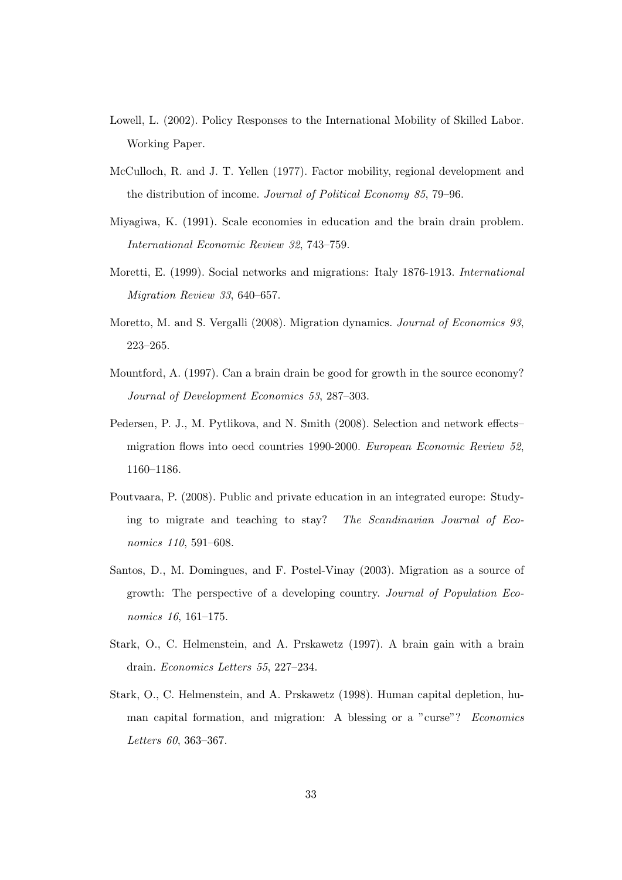Lowell, L. (2002). Policy Responses to the International Mobility of Skilled Labor. Working Paper.

McCulloch, R. and J. T. Yellen (1977). Factor mobility, regional development and the distribution of income. *Journal of Political Economy 85*, 79–96.

Miyagiwa, K. (1991). Scale economies in education and the brain drain problem. *International Economic Review 32*, 743–759.

Moretti, E. (1999). Social networks and migrations: Italy 1876-1913. *International Migration Review 33*, 640–657.

Moretto, M. and S. Vergalli (2008). Migration dynamics. *Journal of Economics 93*, 223–265.

Mountford, A. (1997). Can a brain drain be good for growth in the source economy? *Journal of Development Economics 53*, 287–303.

Pedersen, P. J., M. Pytlikova, and N. Smith (2008). Selection and network effects–migration flows into oecd countries 1990-2000. *European Economic Review 52*, 1160–1186.

Poutvaara, P. (2008). Public and private education in an integrated europe: Studying to migrate and teaching to stay? *The Scandinavian Journal of Economics 110*, 591–608.

Santos, D., M. Domingues, and F. Postel-Vinay (2003). Migration as a source of growth: The perspective of a developing country. *Journal of Population Economics 16*, 161–175.

Stark, O., C. Helmenstein, and A. Prskawetz (1997). A brain gain with a brain drain. *Economics Letters 55*, 227–234.

Stark, O., C. Helmenstein, and A. Prskawetz (1998). Human capital depletion, human capital formation, and migration: A blessing or a "curse"? *Economics Letters 60*, 363–367.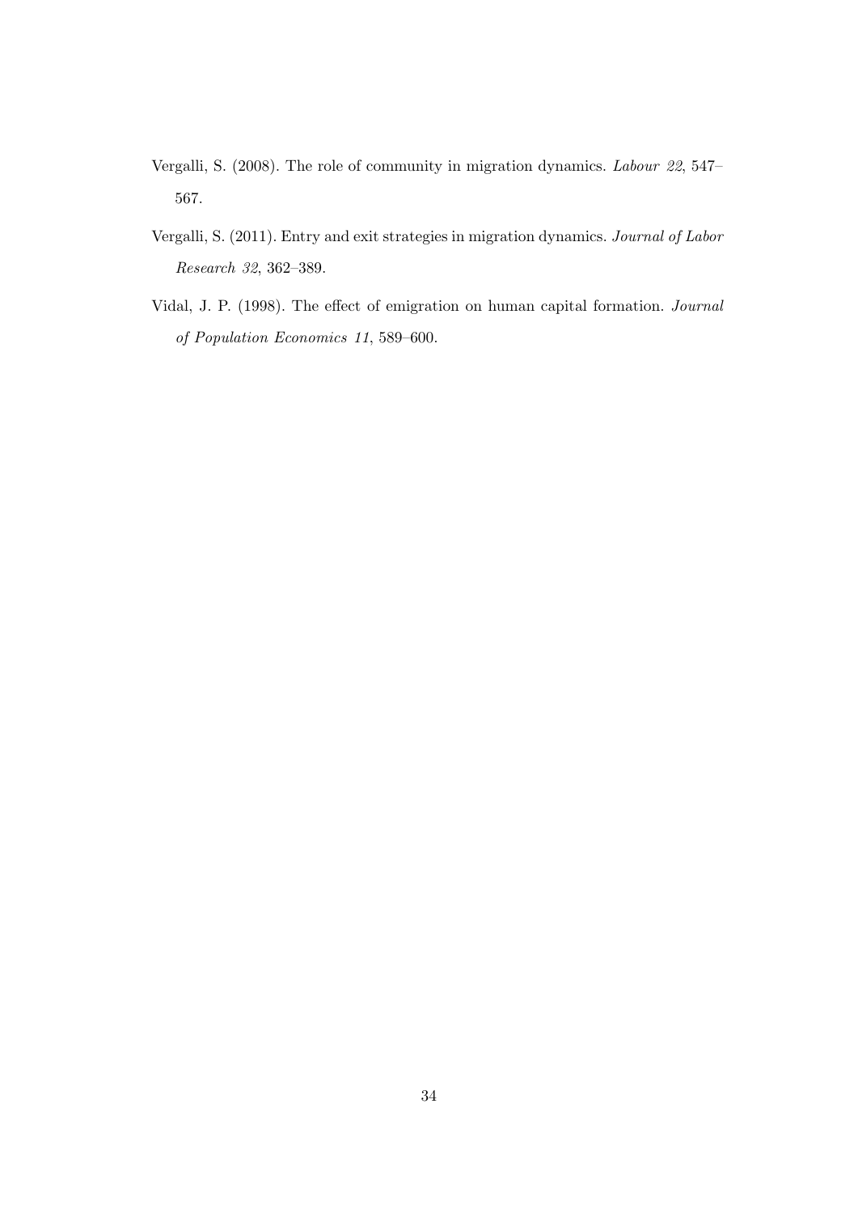Vergalli, S. (2008). The role of community in migration dynamics. *Labour 22*, 547–567.

Vergalli, S. (2011). Entry and exit strategies in migration dynamics. *Journal of Labor Research 32*, 362–389.

Vidal, J. P. (1998). The effect of emigration on human capital formation. *Journal of Population Economics 11*, 589–600.